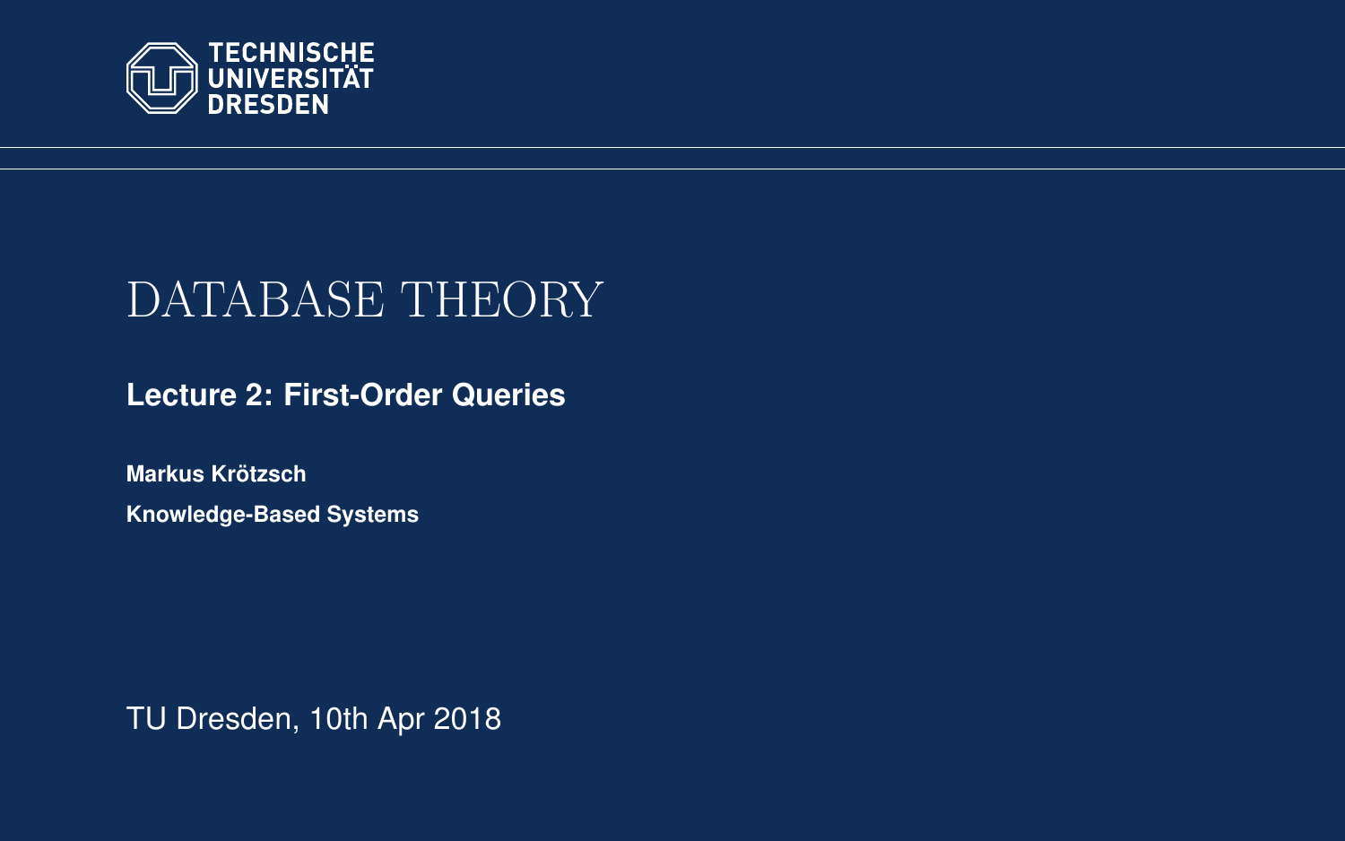TECHNISCHE UNIVERSITÄT DRESDEN

# DATABASE THEORY

## Lecture 2: First-Order Queries

**Markus Krötzsch**

**Knowledge-Based Systems**

TU Dresden, 10th Apr 2018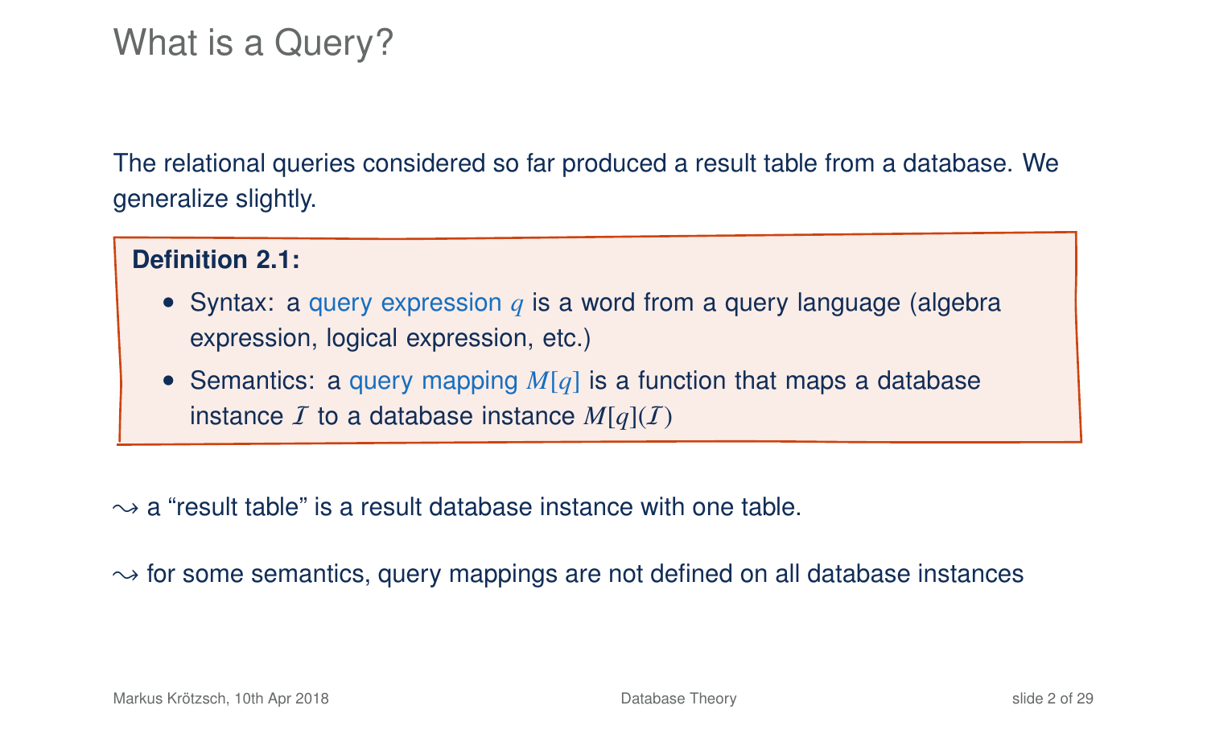# What is a Query?

The relational queries considered so far produced a result table from a database. We generalize slightly.

**Definition 2.1:**

- Syntax: a query expression $q$ is a word from a query language (algebra expression, logical expression, etc.)
- Semantics: a query mapping $M[q]$ is a function that maps a database instance $\mathcal{I}$ to a database instance $M[q](\mathcal{I})$

$\leadsto$ a "result table" is a result database instance with one table.

$\leadsto$ for some semantics, query mappings are not defined on all database instances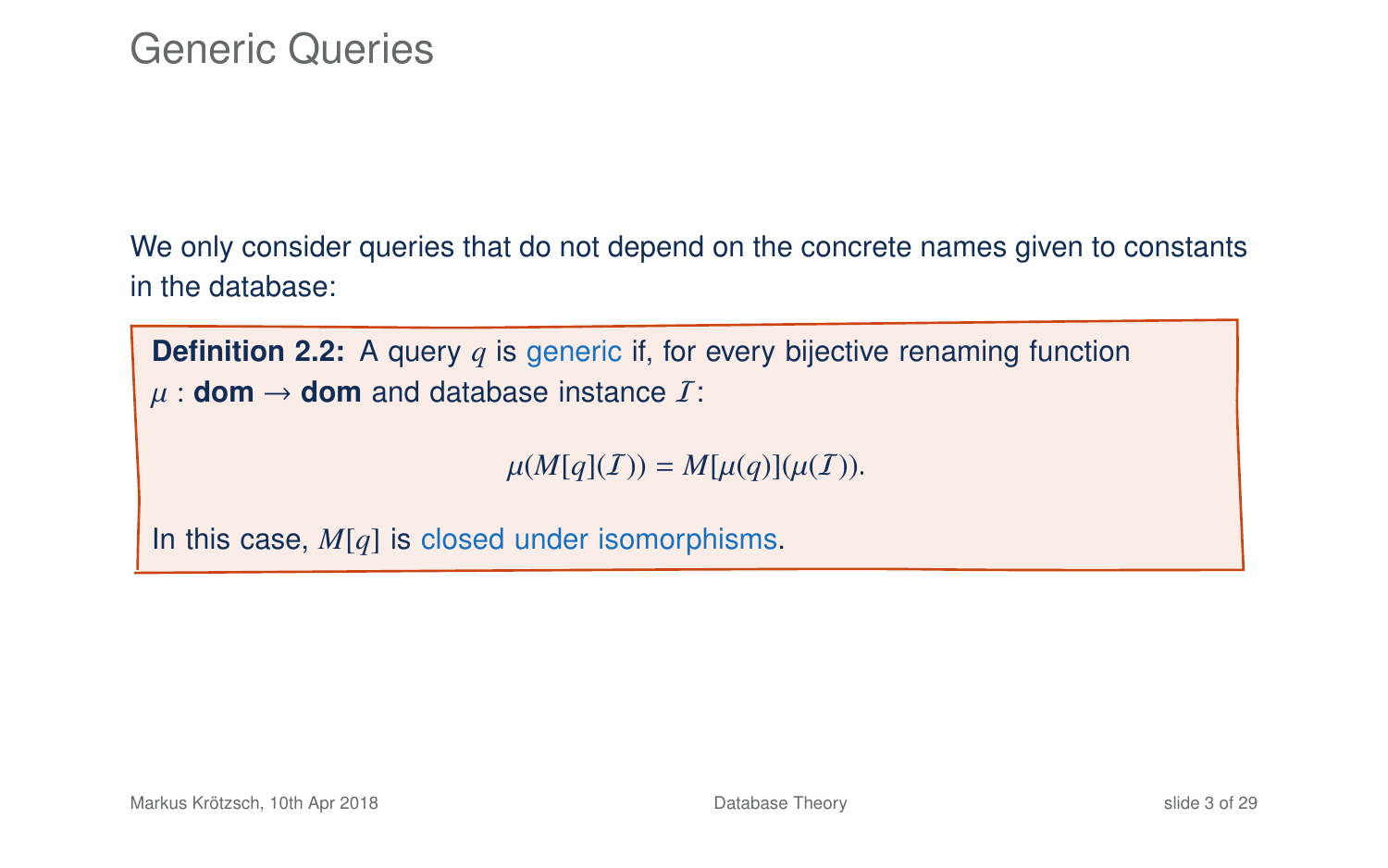# Generic Queries

We only consider queries that do not depend on the concrete names given to constants in the database:

**Definition 2.2:** A query $q$ is generic if, for every bijective renaming function $\mu$ : **dom** $\rightarrow$ **dom** and database instance $\mathcal{I}$:

$$\mu(M[q](\mathcal{I})) = M[\mu(q)](\mu(\mathcal{I})).$$

In this case, $M[q]$ is closed under isomorphisms.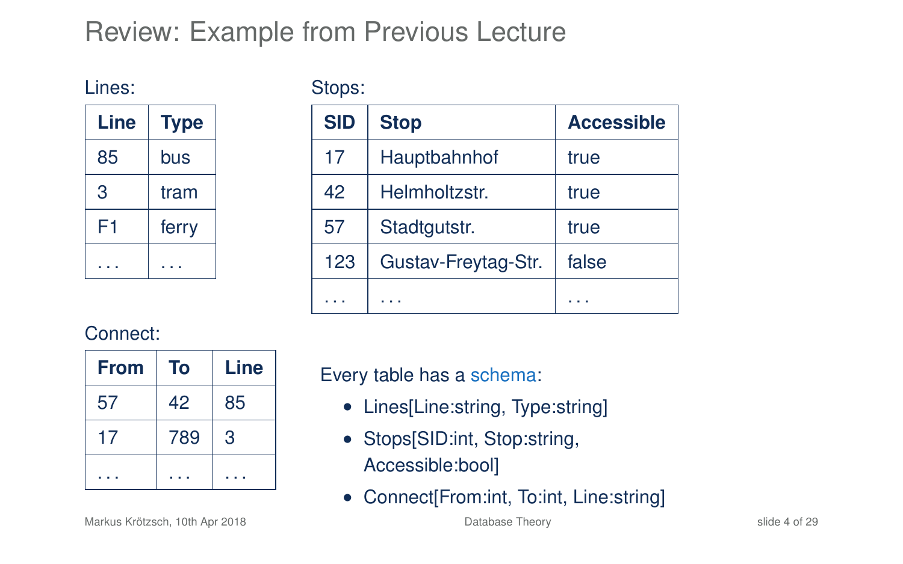# Review: Example from Previous Lecture

Lines:

| Line | Type |
|---|---|
| 85 | bus |
| 3 | tram |
| F1 | ferry |
| ... | ... |

Stops:

| SID | Stop | Accessible |
|---|---|---|
| 17 | Hauptbahnhof | true |
| 42 | Helmholtzstr. | true |
| 57 | Stadtgutstr. | true |
| 123 | Gustav-Freytag-Str. | false |
| ... | ... | ... |

Connect:

| From | To | Line |
|---|---|---|
| 57 | 42 | 85 |
| 17 | 789 | 3 |
| ... | ... | ... |

Every table has a schema:

- Lines[Line:string, Type:string]
- Stops[SID:int, Stop:string, Accessible:bool]
- Connect[From:int, To:int, Line:string]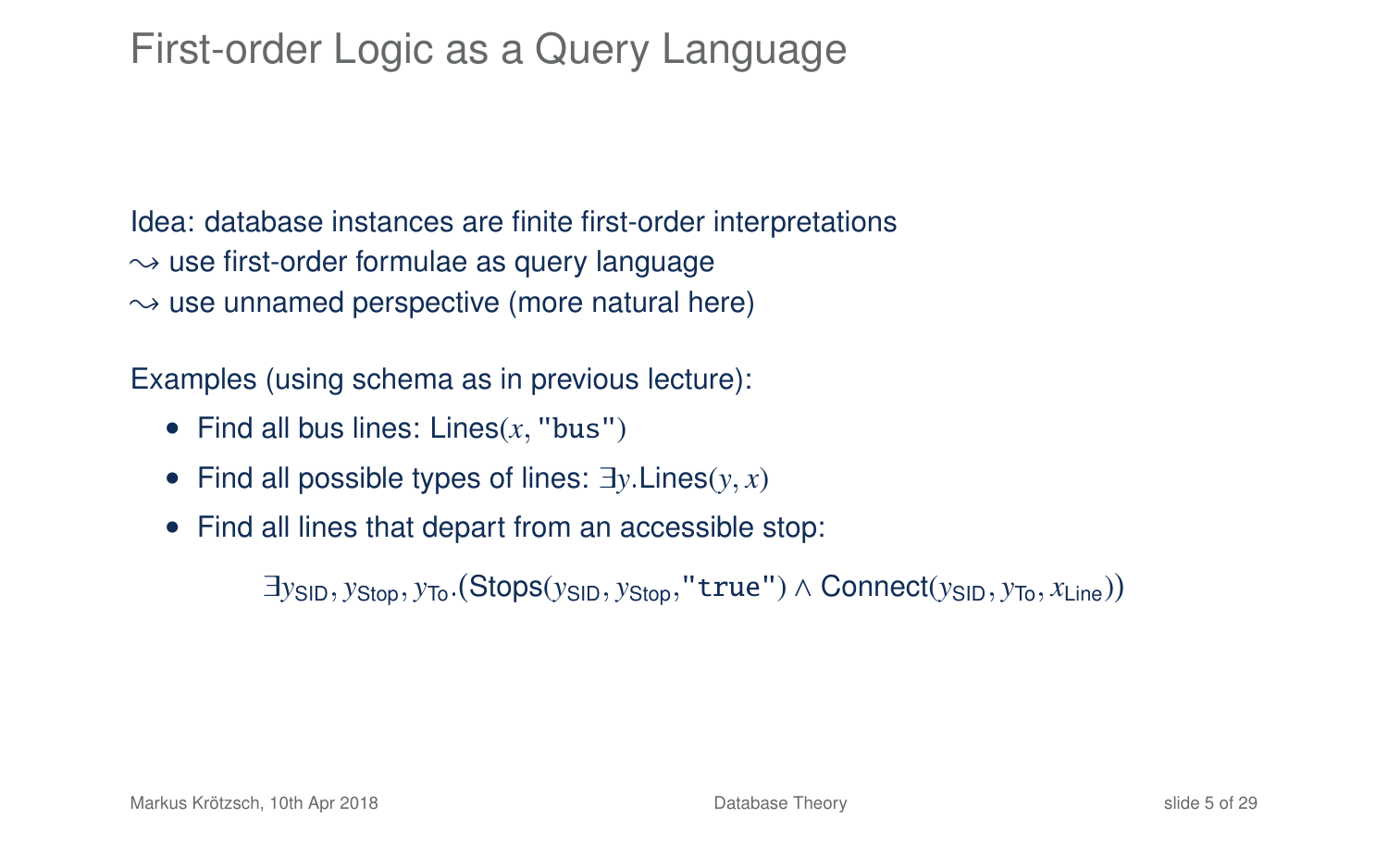# First-order Logic as a Query Language

Idea: database instances are finite first-order interpretations
$\leadsto$ use first-order formulae as query language
$\leadsto$ use unnamed perspective (more natural here)

Examples (using schema as in previous lecture):

- Find all bus lines: $\text{Lines}(x, \texttt{"bus"})$
- Find all possible types of lines: $\exists y.\text{Lines}(y, x)$
- Find all lines that depart from an accessible stop:

$$\exists y_{\text{SID}}, y_{\text{Stop}}, y_{\text{To}}.(\text{Stops}(y_{\text{SID}}, y_{\text{Stop}}, \texttt{"true"}) \wedge \text{Connect}(y_{\text{SID}}, y_{\text{To}}, x_{\text{Line}}))$$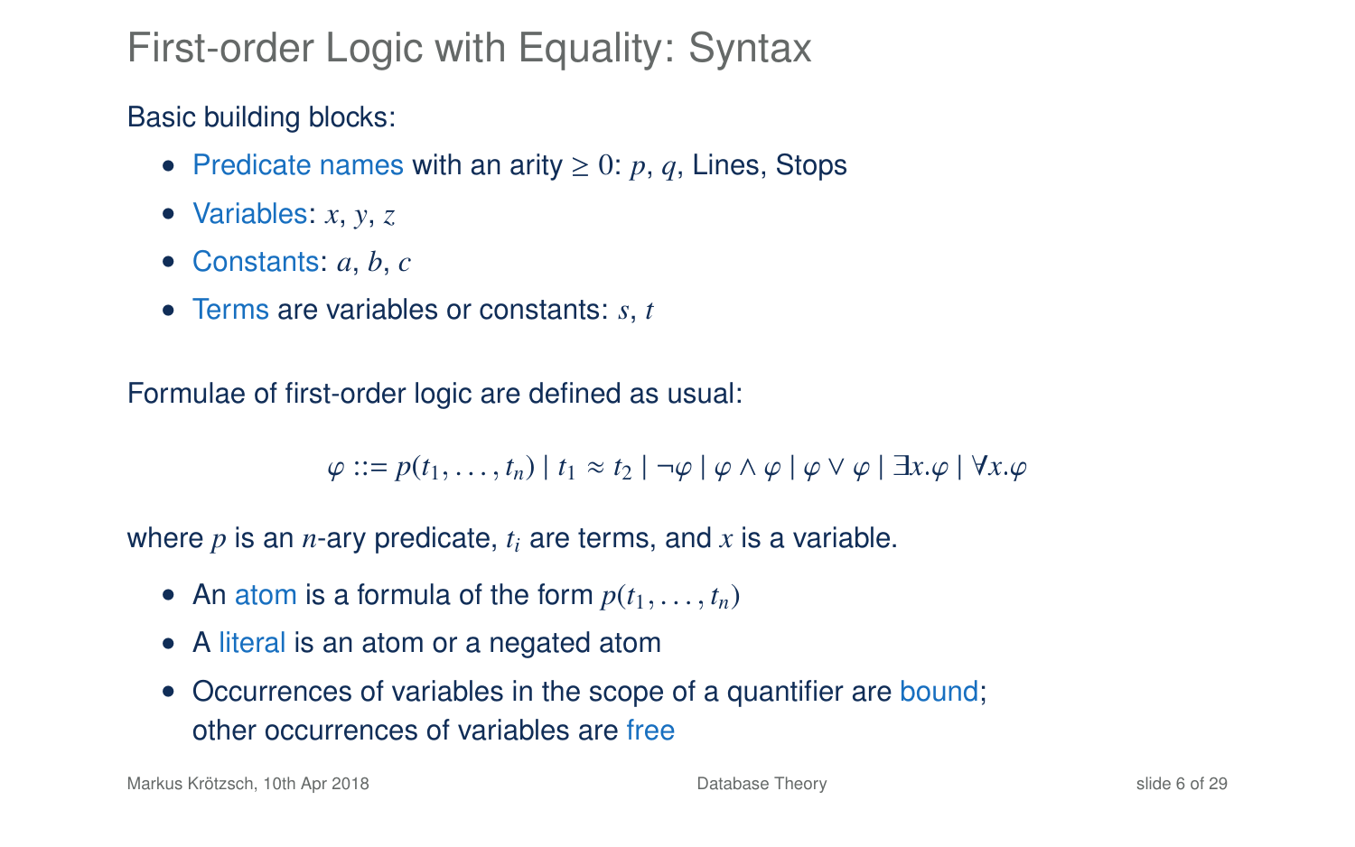# First-order Logic with Equality: Syntax

Basic building blocks:

- Predicate names with an arity $\geq 0$: $p$, $q$, Lines, Stops
- Variables: $x$, $y$, $z$
- Constants: $a$, $b$, $c$
- Terms are variables or constants: $s$, $t$

Formulae of first-order logic are defined as usual:

$$\varphi ::= p(t_1, \ldots, t_n) \mid t_1 \approx t_2 \mid \neg\varphi \mid \varphi \wedge \varphi \mid \varphi \vee \varphi \mid \exists x.\varphi \mid \forall x.\varphi$$

where $p$ is an $n$-ary predicate, $t_i$ are terms, and $x$ is a variable.

- An atom is a formula of the form $p(t_1, \ldots, t_n)$
- A literal is an atom or a negated atom
- Occurrences of variables in the scope of a quantifier are bound; other occurrences of variables are free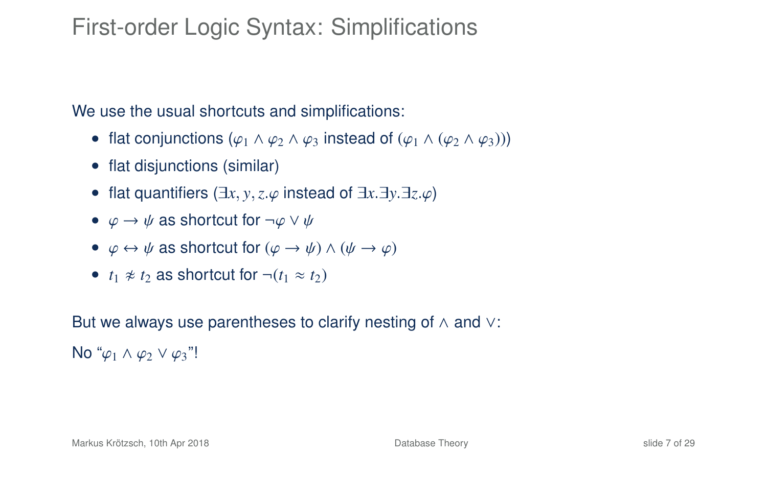# First-order Logic Syntax: Simplifications

We use the usual shortcuts and simplifications:

- flat conjunctions ($\varphi_1 \wedge \varphi_2 \wedge \varphi_3$ instead of $(\varphi_1 \wedge (\varphi_2 \wedge \varphi_3))$)
- flat disjunctions (similar)
- flat quantifiers ($\exists x, y, z.\varphi$ instead of $\exists x.\exists y.\exists z.\varphi$)
- $\varphi \to \psi$ as shortcut for $\neg\varphi \vee \psi$
- $\varphi \leftrightarrow \psi$ as shortcut for $(\varphi \to \psi) \wedge (\psi \to \varphi)$
- $t_1 \not\approx t_2$ as shortcut for $\neg(t_1 \approx t_2)$

But we always use parentheses to clarify nesting of $\wedge$ and $\vee$:

No "$\varphi_1 \wedge \varphi_2 \vee \varphi_3$"!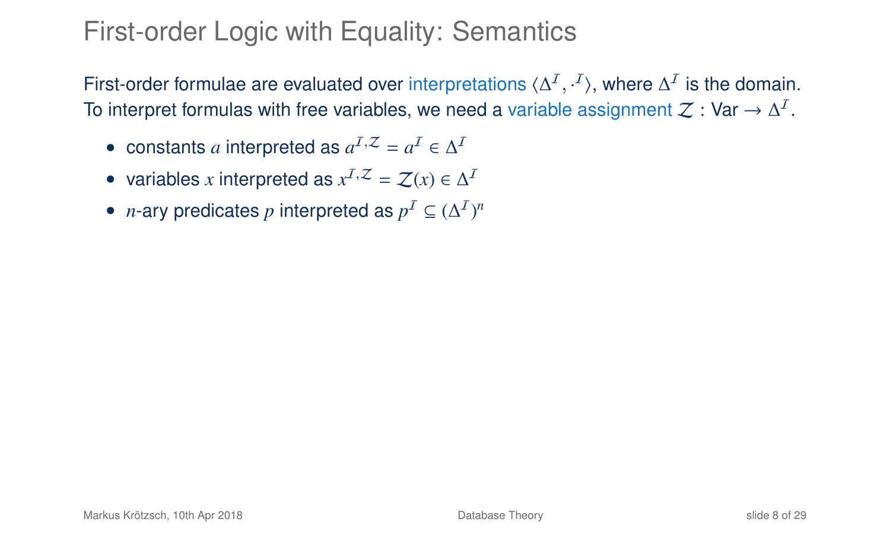# First-order Logic with Equality: Semantics

First-order formulae are evaluated over interpretations $\langle \Delta^{\mathcal{I}}, \cdot^{\mathcal{I}} \rangle$, where $\Delta^{\mathcal{I}}$ is the domain. To interpret formulas with free variables, we need a variable assignment $\mathcal{Z} : \text{Var} \to \Delta^{\mathcal{I}}$.

- constants $a$ interpreted as $a^{\mathcal{I},\mathcal{Z}} = a^{\mathcal{I}} \in \Delta^{\mathcal{I}}$
- variables $x$ interpreted as $x^{\mathcal{I},\mathcal{Z}} = \mathcal{Z}(x) \in \Delta^{\mathcal{I}}$
- $n$-ary predicates $p$ interpreted as $p^{\mathcal{I}} \subseteq (\Delta^{\mathcal{I}})^n$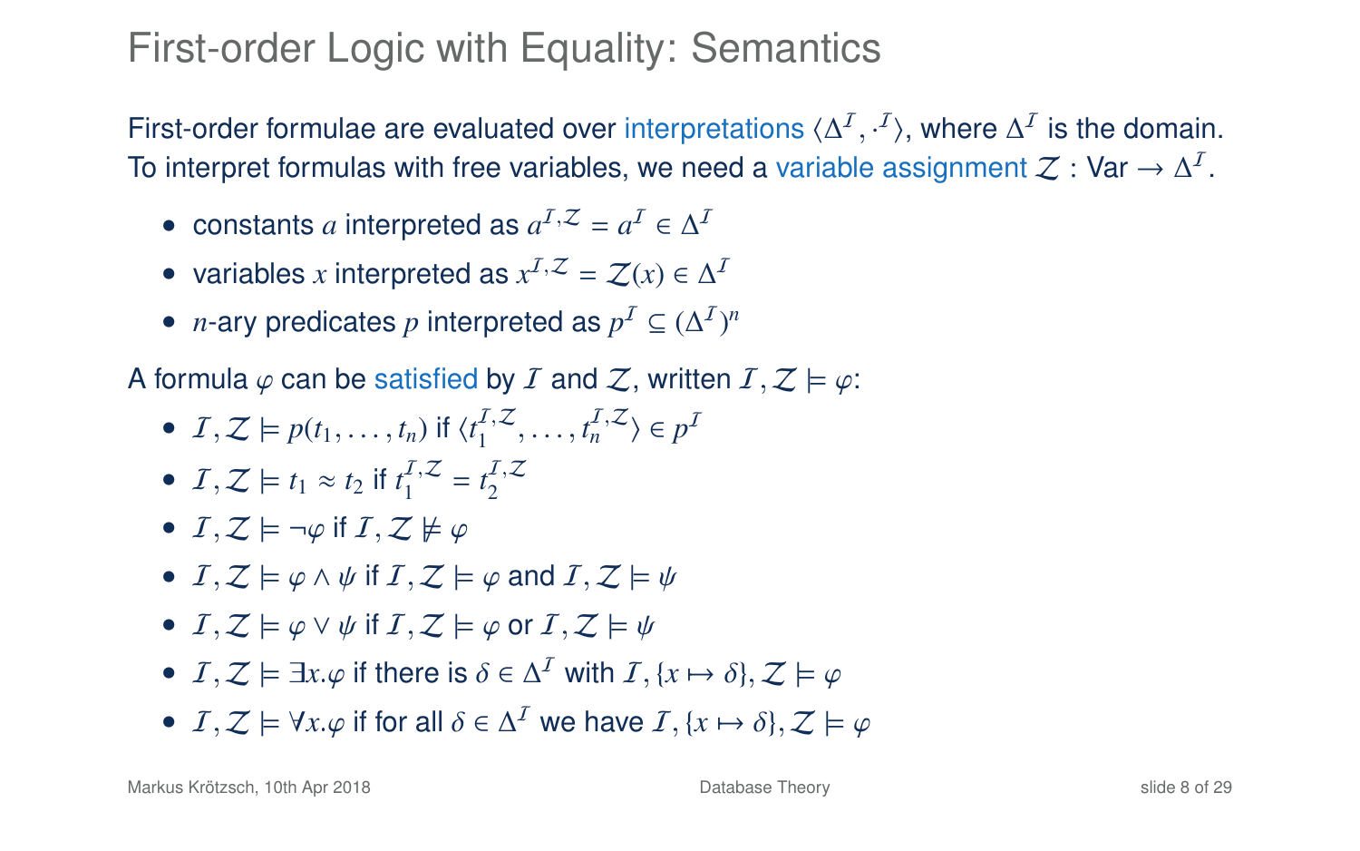# First-order Logic with Equality: Semantics

First-order formulae are evaluated over interpretations $\langle \Delta^{\mathcal{I}}, \cdot^{\mathcal{I}} \rangle$, where $\Delta^{\mathcal{I}}$ is the domain.
To interpret formulas with free variables, we need a variable assignment $\mathcal{Z} : \mathsf{Var} \to \Delta^{\mathcal{I}}$.

- constants $a$ interpreted as $a^{\mathcal{I},\mathcal{Z}} = a^{\mathcal{I}} \in \Delta^{\mathcal{I}}$
- variables $x$ interpreted as $x^{\mathcal{I},\mathcal{Z}} = \mathcal{Z}(x) \in \Delta^{\mathcal{I}}$
- $n$-ary predicates $p$ interpreted as $p^{\mathcal{I}} \subseteq (\Delta^{\mathcal{I}})^n$

A formula $\varphi$ can be satisfied by $\mathcal{I}$ and $\mathcal{Z}$, written $\mathcal{I}, \mathcal{Z} \models \varphi$:

- $\mathcal{I}, \mathcal{Z} \models p(t_1, \ldots, t_n)$ if $\langle t_1^{\mathcal{I},\mathcal{Z}}, \ldots, t_n^{\mathcal{I},\mathcal{Z}} \rangle \in p^{\mathcal{I}}$
- $\mathcal{I}, \mathcal{Z} \models t_1 \approx t_2$ if $t_1^{\mathcal{I},\mathcal{Z}} = t_2^{\mathcal{I},\mathcal{Z}}$
- $\mathcal{I}, \mathcal{Z} \models \neg\varphi$ if $\mathcal{I}, \mathcal{Z} \not\models \varphi$
- $\mathcal{I}, \mathcal{Z} \models \varphi \wedge \psi$ if $\mathcal{I}, \mathcal{Z} \models \varphi$ and $\mathcal{I}, \mathcal{Z} \models \psi$
- $\mathcal{I}, \mathcal{Z} \models \varphi \vee \psi$ if $\mathcal{I}, \mathcal{Z} \models \varphi$ or $\mathcal{I}, \mathcal{Z} \models \psi$
- $\mathcal{I}, \mathcal{Z} \models \exists x.\varphi$ if there is $\delta \in \Delta^{\mathcal{I}}$ with $\mathcal{I}, \{x \mapsto \delta\}, \mathcal{Z} \models \varphi$
- $\mathcal{I}, \mathcal{Z} \models \forall x.\varphi$ if for all $\delta \in \Delta^{\mathcal{I}}$ we have $\mathcal{I}, \{x \mapsto \delta\}, \mathcal{Z} \models \varphi$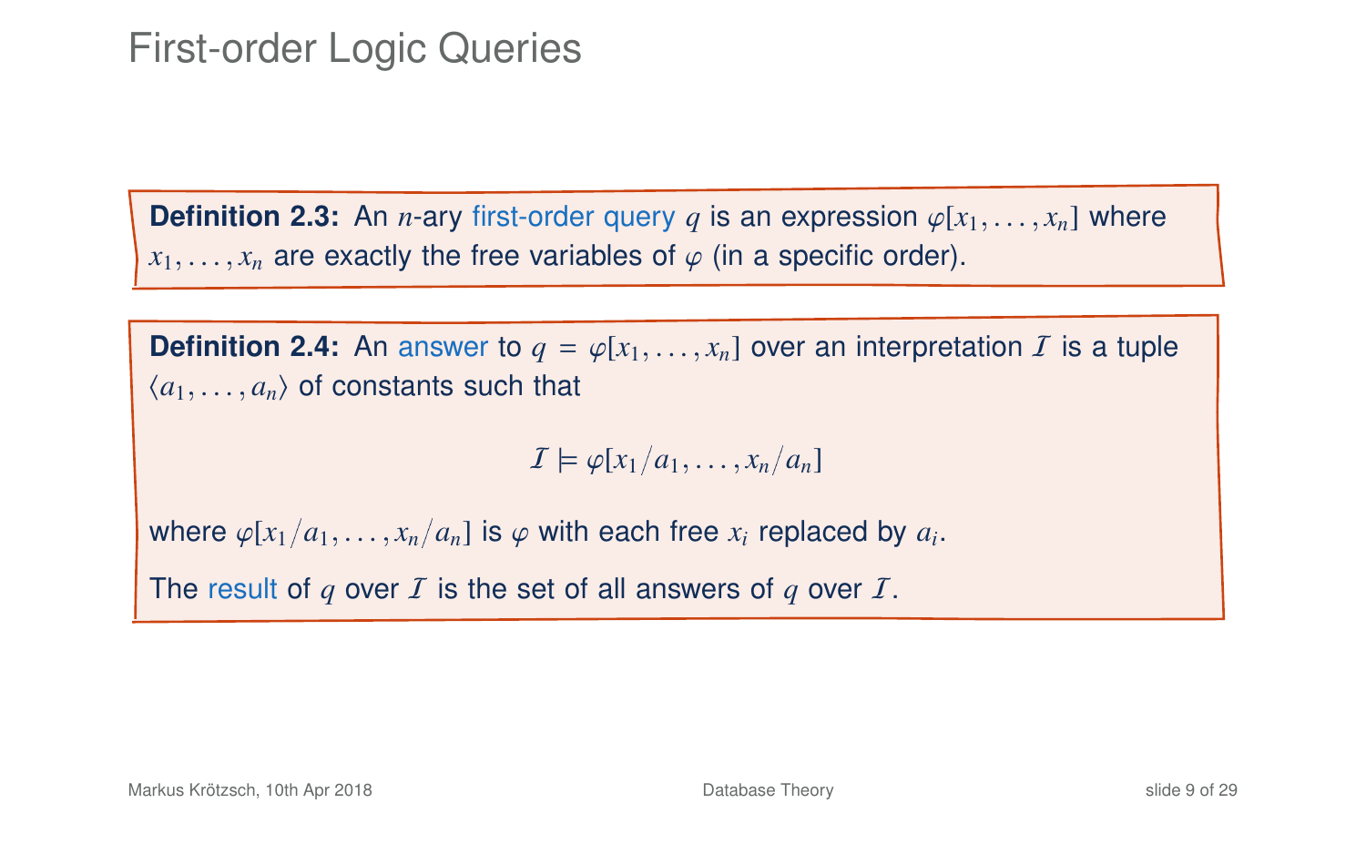# First-order Logic Queries

**Definition 2.3:** An $n$-ary first-order query $q$ is an expression $\varphi[x_1, \ldots, x_n]$ where $x_1, \ldots, x_n$ are exactly the free variables of $\varphi$ (in a specific order).

**Definition 2.4:** An answer to $q = \varphi[x_1, \ldots, x_n]$ over an interpretation $\mathcal{I}$ is a tuple $\langle a_1, \ldots, a_n \rangle$ of constants such that

$$\mathcal{I} \models \varphi[x_1/a_1, \ldots, x_n/a_n]$$

where $\varphi[x_1/a_1, \ldots, x_n/a_n]$ is $\varphi$ with each free $x_i$ replaced by $a_i$.

The result of $q$ over $\mathcal{I}$ is the set of all answers of $q$ over $\mathcal{I}$.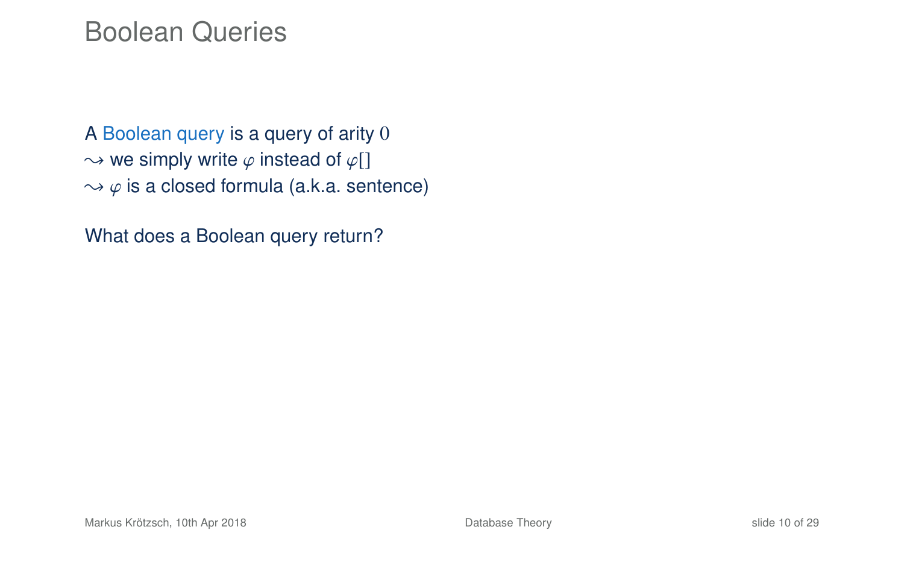# Boolean Queries

A Boolean query is a query of arity $0$
$\rightsquigarrow$ we simply write $\varphi$ instead of $\varphi[]$
$\rightsquigarrow$ $\varphi$ is a closed formula (a.k.a. sentence)

What does a Boolean query return?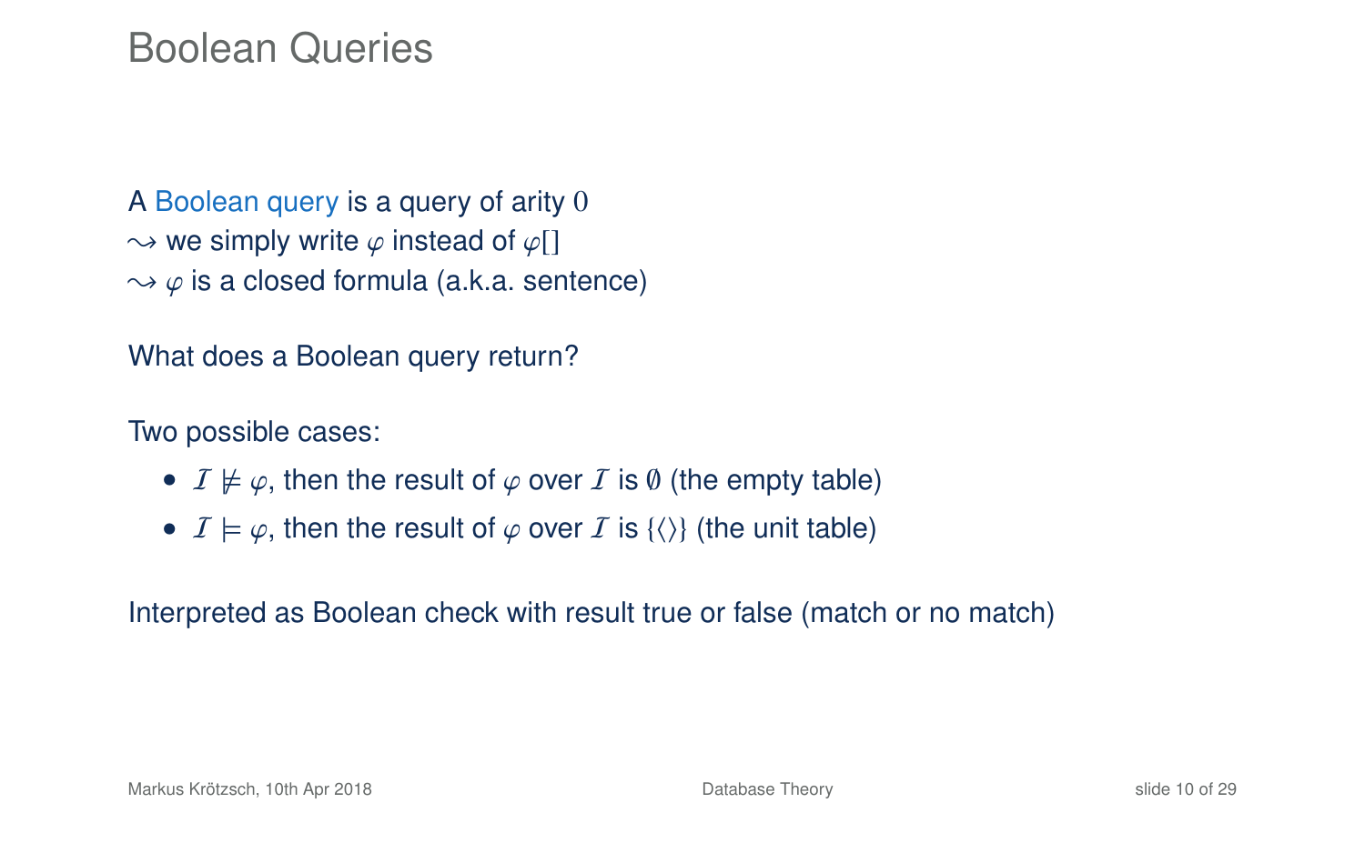# Boolean Queries

A Boolean query is a query of arity $0$
$\leadsto$ we simply write $\varphi$ instead of $\varphi[]$
$\leadsto$ $\varphi$ is a closed formula (a.k.a. sentence)

What does a Boolean query return?

Two possible cases:

- $\mathcal{I} \not\models \varphi$, then the result of $\varphi$ over $\mathcal{I}$ is $\emptyset$ (the empty table)
- $\mathcal{I} \models \varphi$, then the result of $\varphi$ over $\mathcal{I}$ is $\{\langle\rangle\}$ (the unit table)

Interpreted as Boolean check with result true or false (match or no match)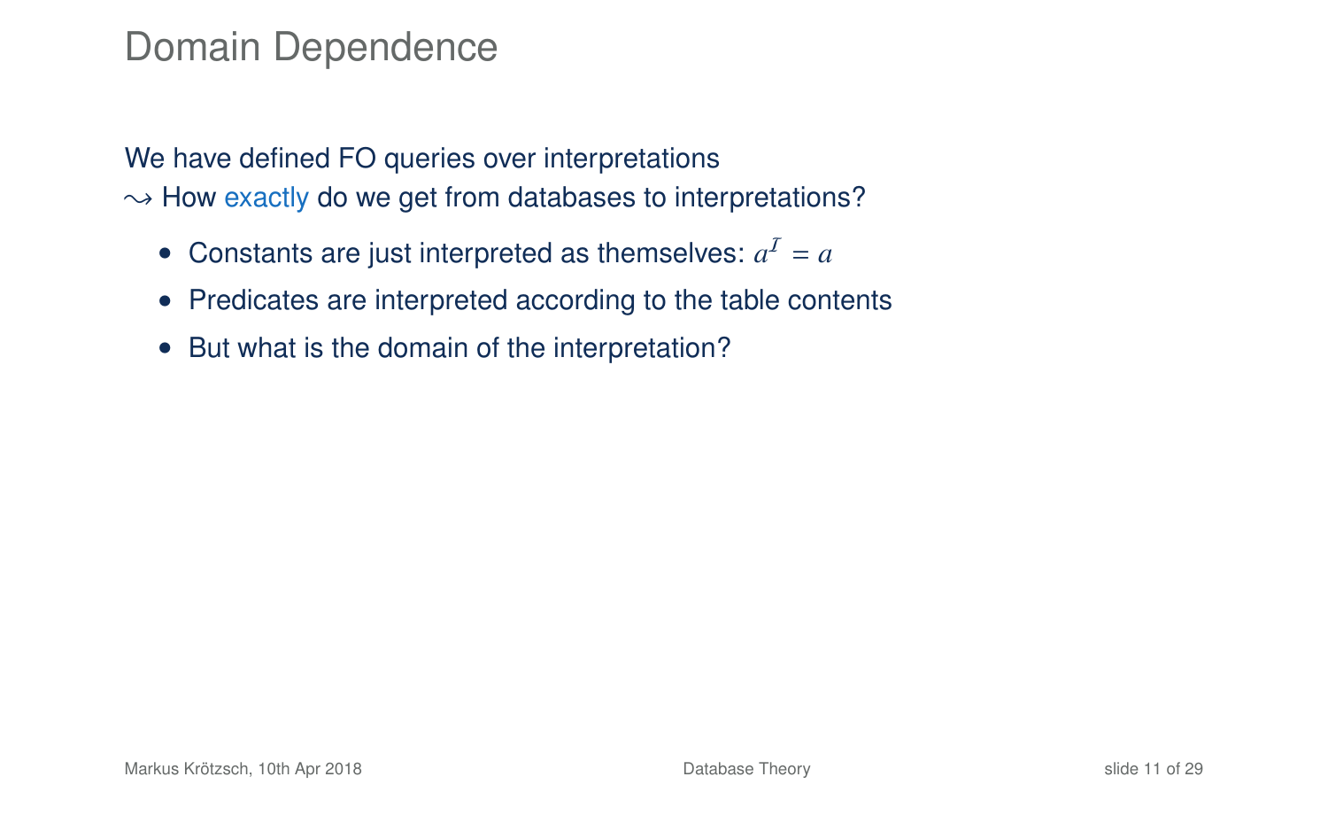# Domain Dependence

We have defined FO queries over interpretations
$\leadsto$ How exactly do we get from databases to interpretations?

- Constants are just interpreted as themselves: $a^{\mathcal{I}} = a$
- Predicates are interpreted according to the table contents
- But what is the domain of the interpretation?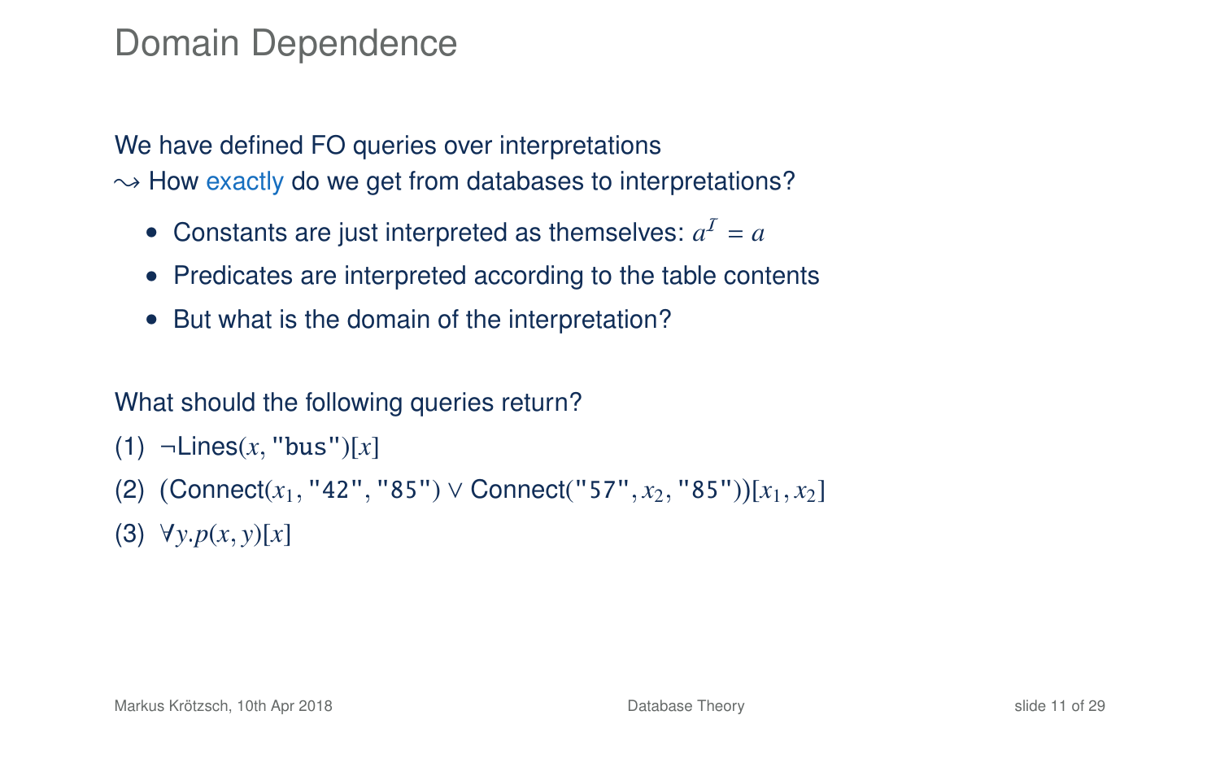# Domain Dependence

We have defined FO queries over interpretations
$\leadsto$ How exactly do we get from databases to interpretations?

- Constants are just interpreted as themselves: $a^{\mathcal{I}} = a$
- Predicates are interpreted according to the table contents
- But what is the domain of the interpretation?

What should the following queries return?

(1) $\neg\text{Lines}(x, \texttt{"bus"})[x]$

(2) $(\text{Connect}(x_1, \texttt{"42"}, \texttt{"85"}) \vee \text{Connect}(\texttt{"57"}, x_2, \texttt{"85"}))[x_1, x_2]$

(3) $\forall y.p(x, y)[x]$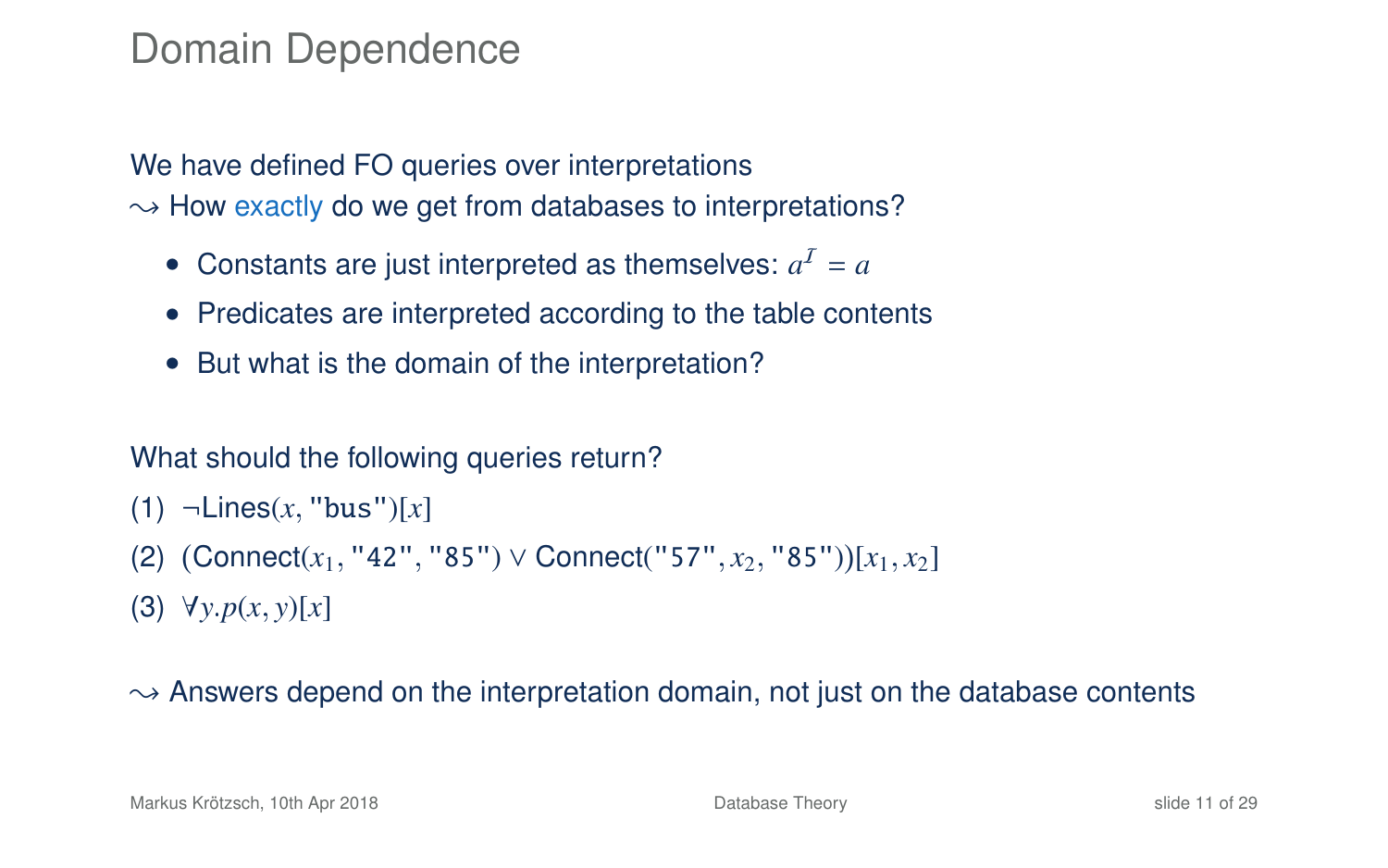# Domain Dependence

We have defined FO queries over interpretations
$\leadsto$ How exactly do we get from databases to interpretations?

- Constants are just interpreted as themselves: $a^{\mathcal{I}} = a$
- Predicates are interpreted according to the table contents
- But what is the domain of the interpretation?

What should the following queries return?

(1) $\neg\text{Lines}(x, \texttt{"bus"})[x]$

(2) $(\text{Connect}(x_1, \texttt{"42"}, \texttt{"85"}) \vee \text{Connect}(\texttt{"57"}, x_2, \texttt{"85"}))[x_1, x_2]$

(3) $\forall y.p(x, y)[x]$

$\leadsto$ Answers depend on the interpretation domain, not just on the database contents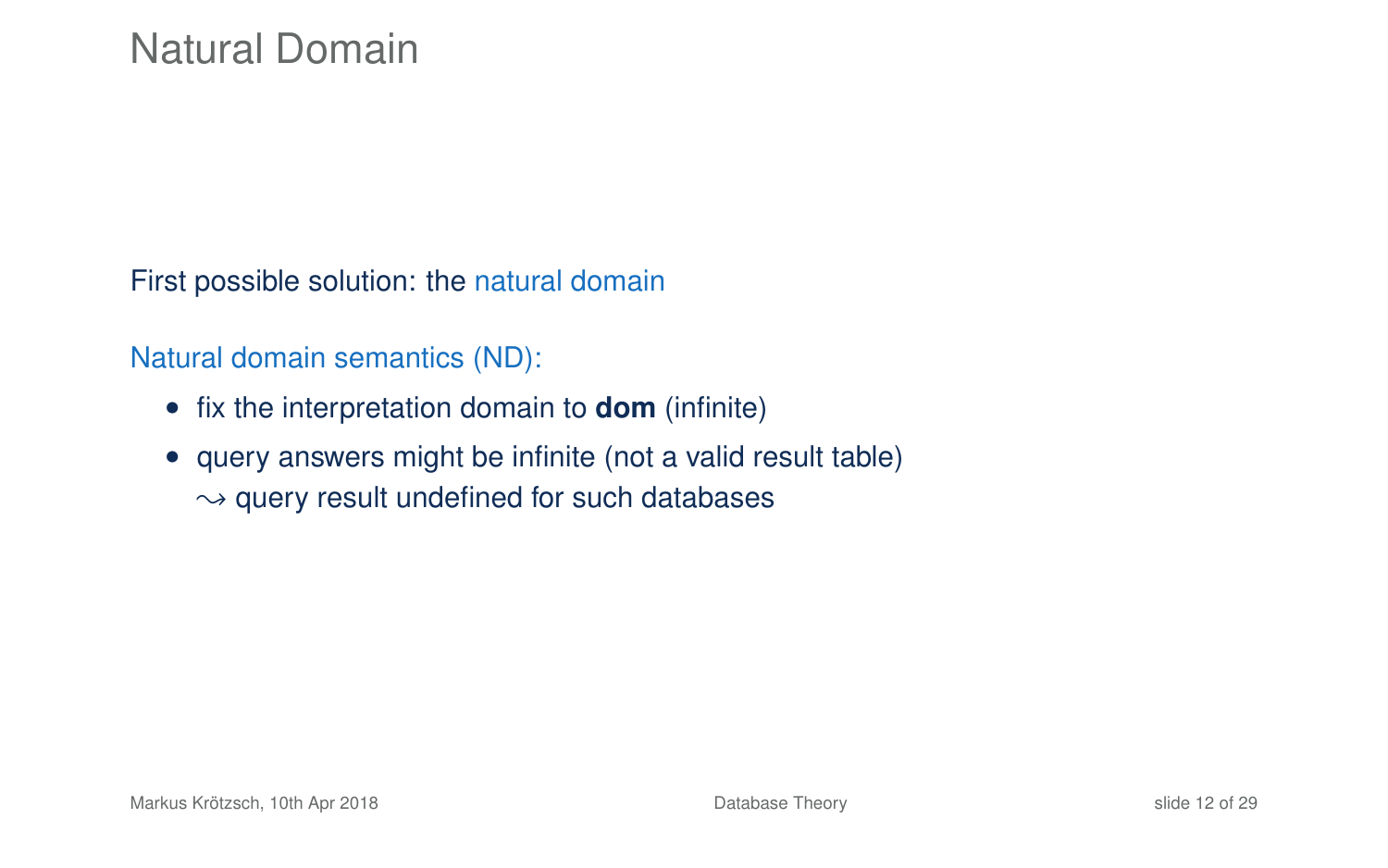# Natural Domain

First possible solution: the natural domain

Natural domain semantics (ND):

- fix the interpretation domain to **dom** (infinite)
- query answers might be infinite (not a valid result table)
  $\leadsto$ query result undefined for such databases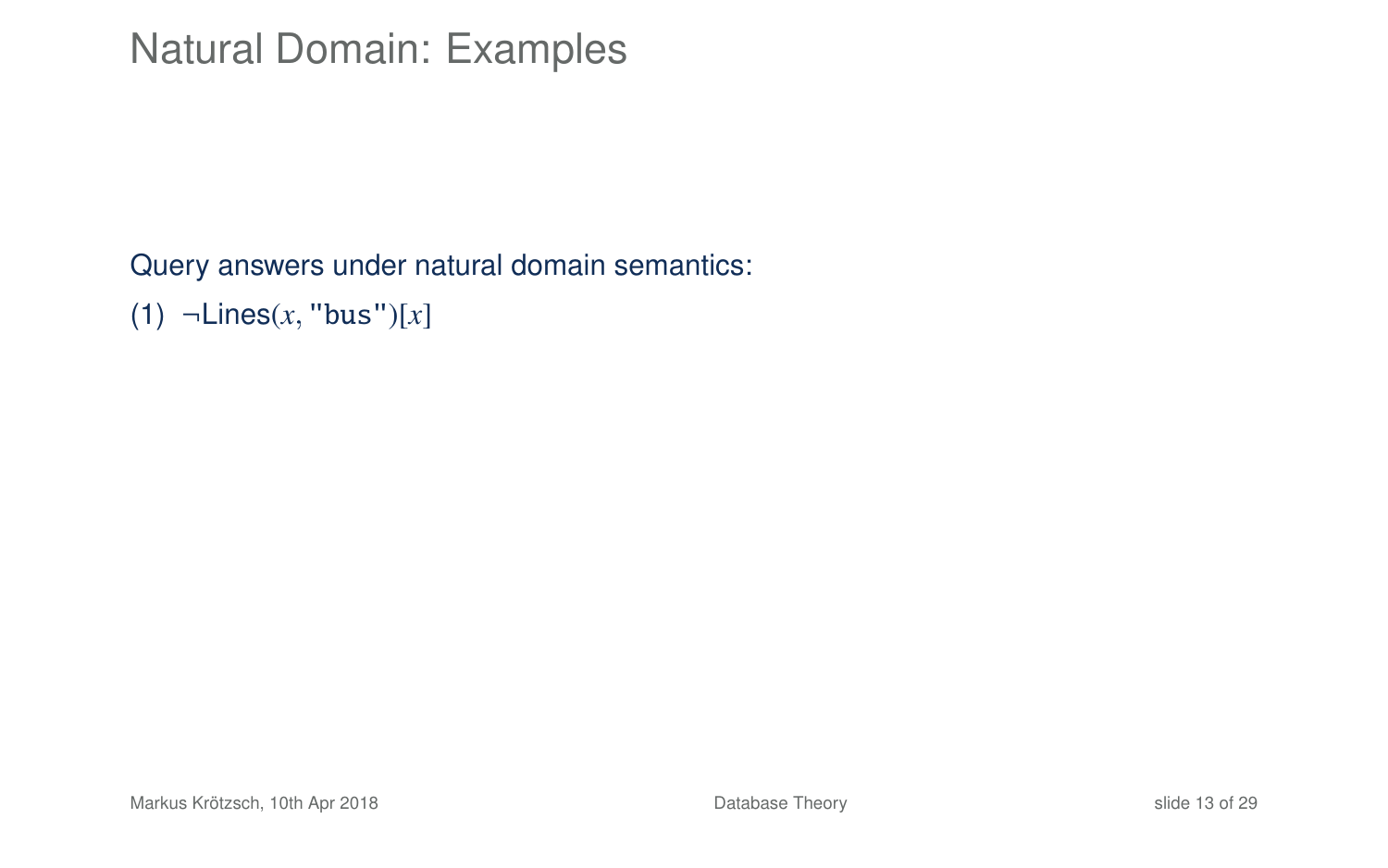# Natural Domain: Examples

Query answers under natural domain semantics:

(1) $\neg\text{Lines}(x, \texttt{"bus"})[x]$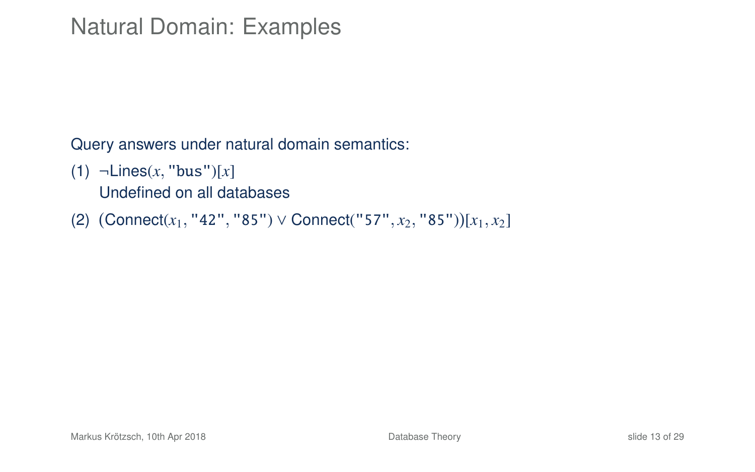# Natural Domain: Examples

Query answers under natural domain semantics:

(1) $\neg\text{Lines}(x, \texttt{"bus"})[x]$
Undefined on all databases

(2) $(\text{Connect}(x_1, \texttt{"42"}, \texttt{"85"}) \lor \text{Connect}(\texttt{"57"}, x_2, \texttt{"85"}))[x_1, x_2]$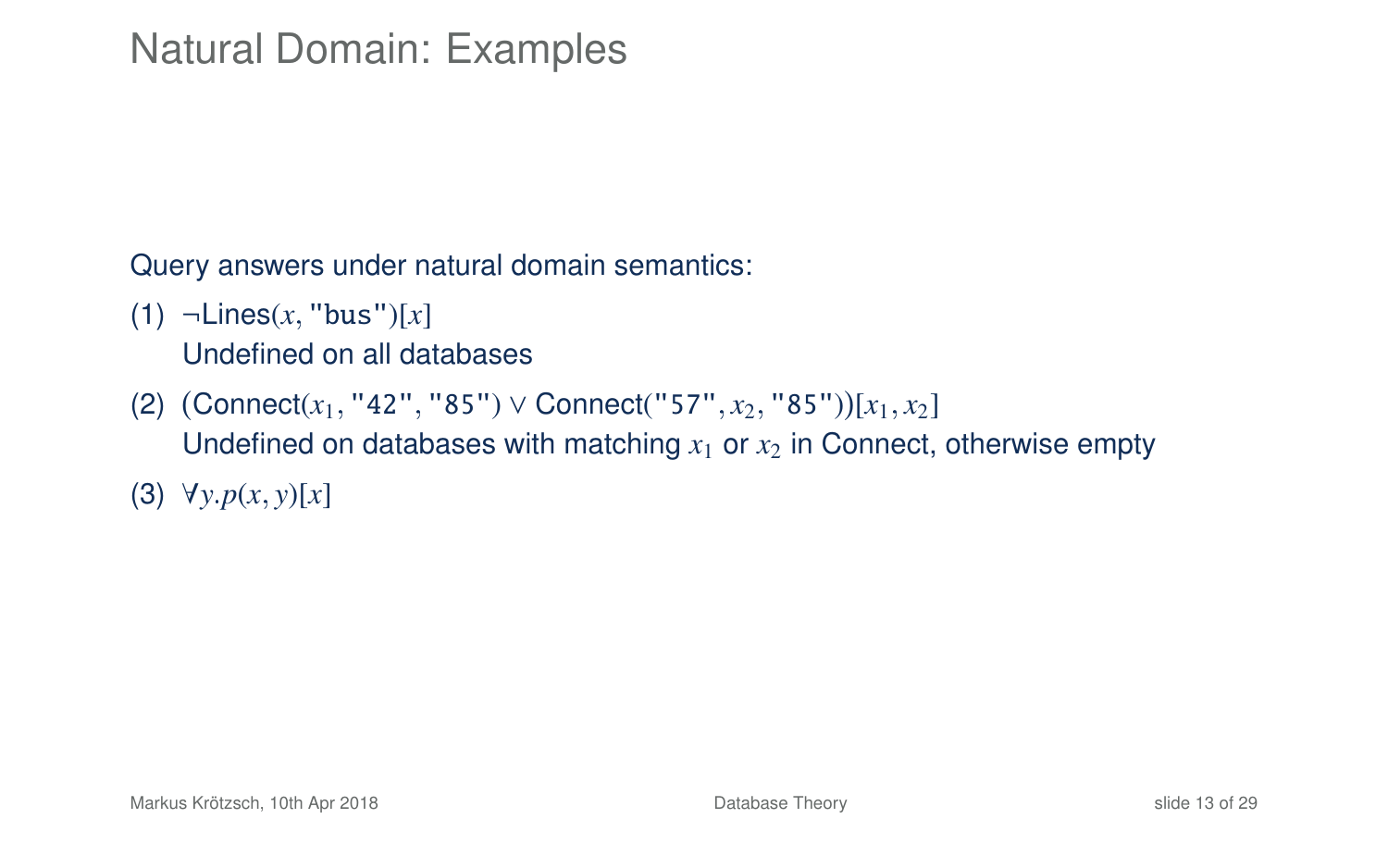# Natural Domain: Examples

Query answers under natural domain semantics:

(1) $\neg\text{Lines}(x, \texttt{"bus"})[x]$
Undefined on all databases

(2) $(\text{Connect}(x_1, \texttt{"42"}, \texttt{"85"}) \vee \text{Connect}(\texttt{"57"}, x_2, \texttt{"85"}))[x_1, x_2]$
Undefined on databases with matching $x_1$ or $x_2$ in Connect, otherwise empty

(3) $\forall y.p(x, y)[x]$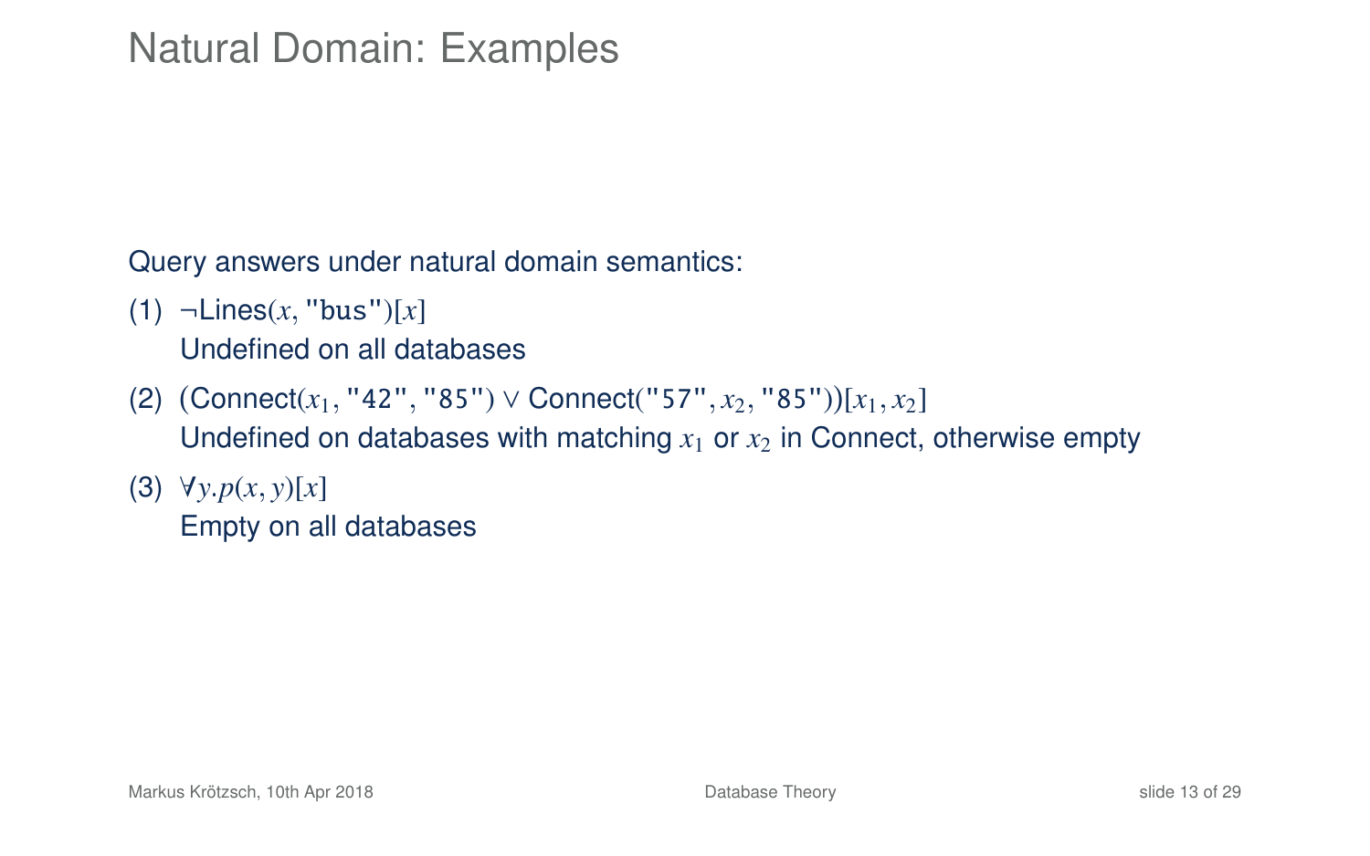# Natural Domain: Examples

Query answers under natural domain semantics:

(1) $\neg\text{Lines}(x, \texttt{"bus"})[x]$
 Undefined on all databases

(2) $(\text{Connect}(x_1, \texttt{"42"}, \texttt{"85"}) \vee \text{Connect}(\texttt{"57"}, x_2, \texttt{"85"}))[x_1, x_2]$
 Undefined on databases with matching $x_1$ or $x_2$ in Connect, otherwise empty

(3) $\forall y.p(x, y)[x]$
 Empty on all databases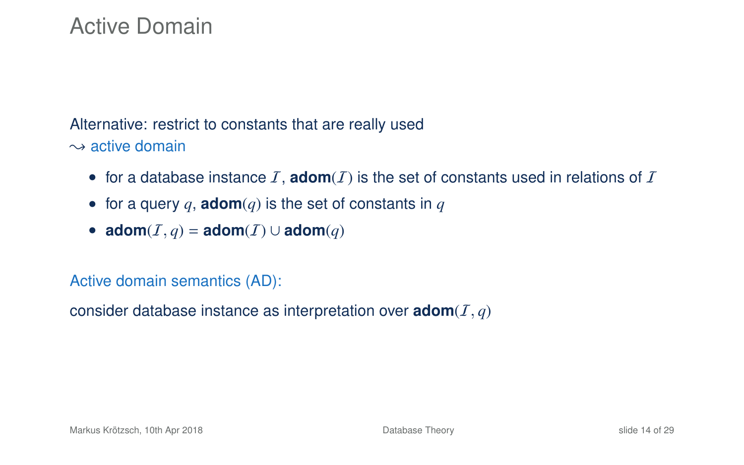# Active Domain

Alternative: restrict to constants that are really used
$\leadsto$ active domain

- for a database instance $\mathcal{I}$, **adom**$(\mathcal{I})$ is the set of constants used in relations of $\mathcal{I}$
- for a query $q$, **adom**$(q)$ is the set of constants in $q$
- **adom**$(\mathcal{I}, q)$ = **adom**$(\mathcal{I}) \cup$ **adom**$(q)$

Active domain semantics (AD):

consider database instance as interpretation over **adom**$(\mathcal{I}, q)$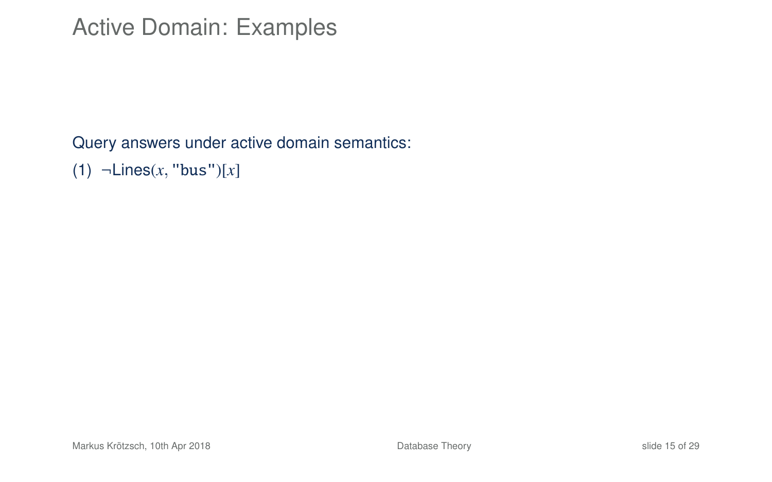# Active Domain: Examples

Query answers under active domain semantics:

(1) $\neg\text{Lines}(x, \texttt{"bus"})[x]$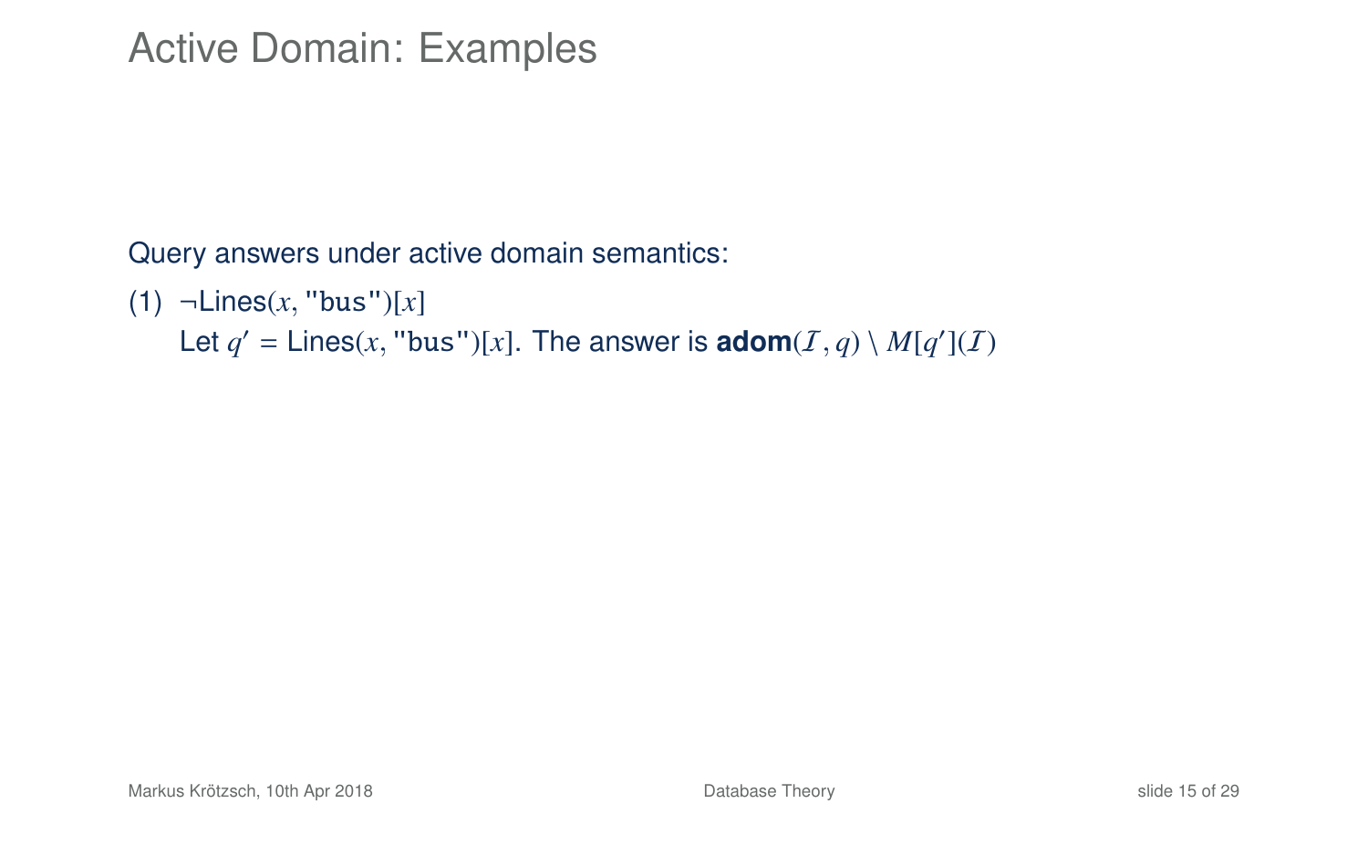# Active Domain: Examples

Query answers under active domain semantics:

(1) $\neg\text{Lines}(x, \texttt{"bus"})[x]$

Let $q' = \text{Lines}(x, \texttt{"bus"})[x]$. The answer is $\textbf{adom}(\mathcal{I}, q) \setminus M[q'](\mathcal{I})$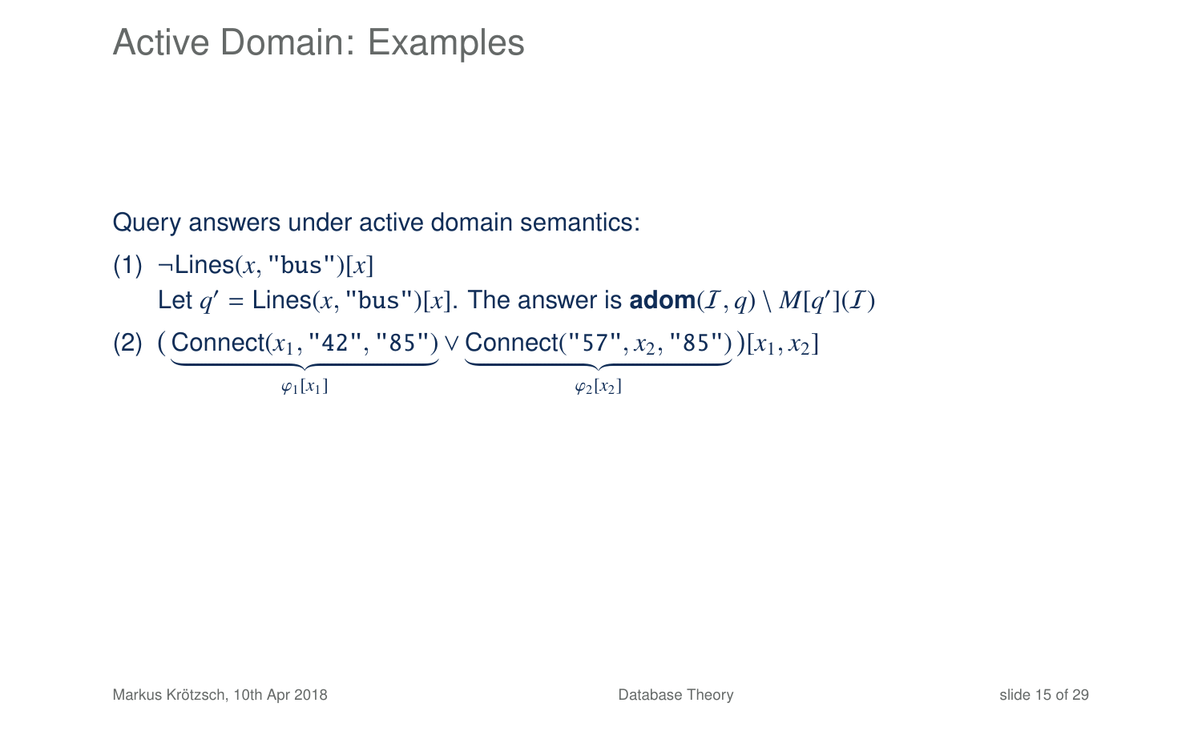# Active Domain: Examples

Query answers under active domain semantics:

(1) $\neg\text{Lines}(x, \texttt{"bus"})[x]$
Let $q' = \text{Lines}(x, \texttt{"bus"})[x]$. The answer is $\textbf{adom}(\mathcal{I}, q) \setminus M[q'](\mathcal{I})$

(2) $(\underbrace{\text{Connect}(x_1, \texttt{"42"}, \texttt{"85"})}_{\varphi_1[x_1]} \vee \underbrace{\text{Connect}(\texttt{"57"}, x_2, \texttt{"85"})}_{\varphi_2[x_2]})[x_1, x_2]$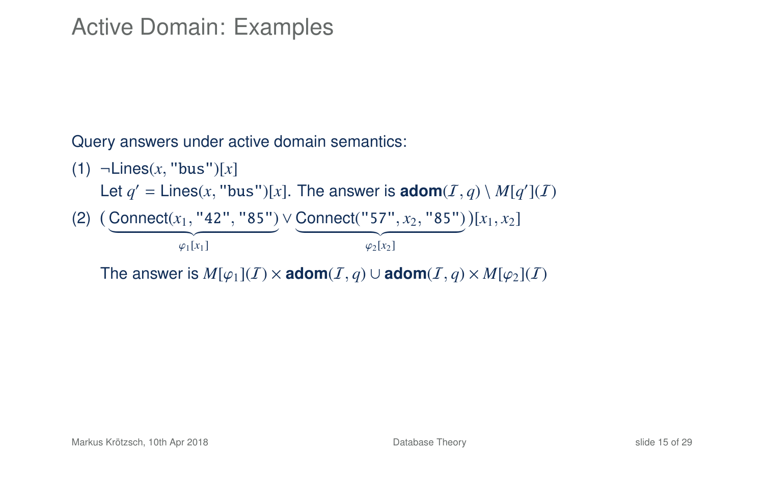# Active Domain: Examples

Query answers under active domain semantics:

(1) $\neg\text{Lines}(x, \texttt{"bus"})[x]$

Let $q' = \text{Lines}(x, \texttt{"bus"})[x]$. The answer is $\textbf{adom}(\mathcal{I}, q) \setminus M[q'](\mathcal{I})$

(2) $(\underbrace{\text{Connect}(x_1, \texttt{"42"}, \texttt{"85"})}_{\varphi_1[x_1]} \vee \underbrace{\text{Connect}(\texttt{"57"}, x_2, \texttt{"85"})}_{\varphi_2[x_2]})[x_1, x_2]$

The answer is $M[\varphi_1](\mathcal{I}) \times \textbf{adom}(\mathcal{I}, q) \cup \textbf{adom}(\mathcal{I}, q) \times M[\varphi_2](\mathcal{I})$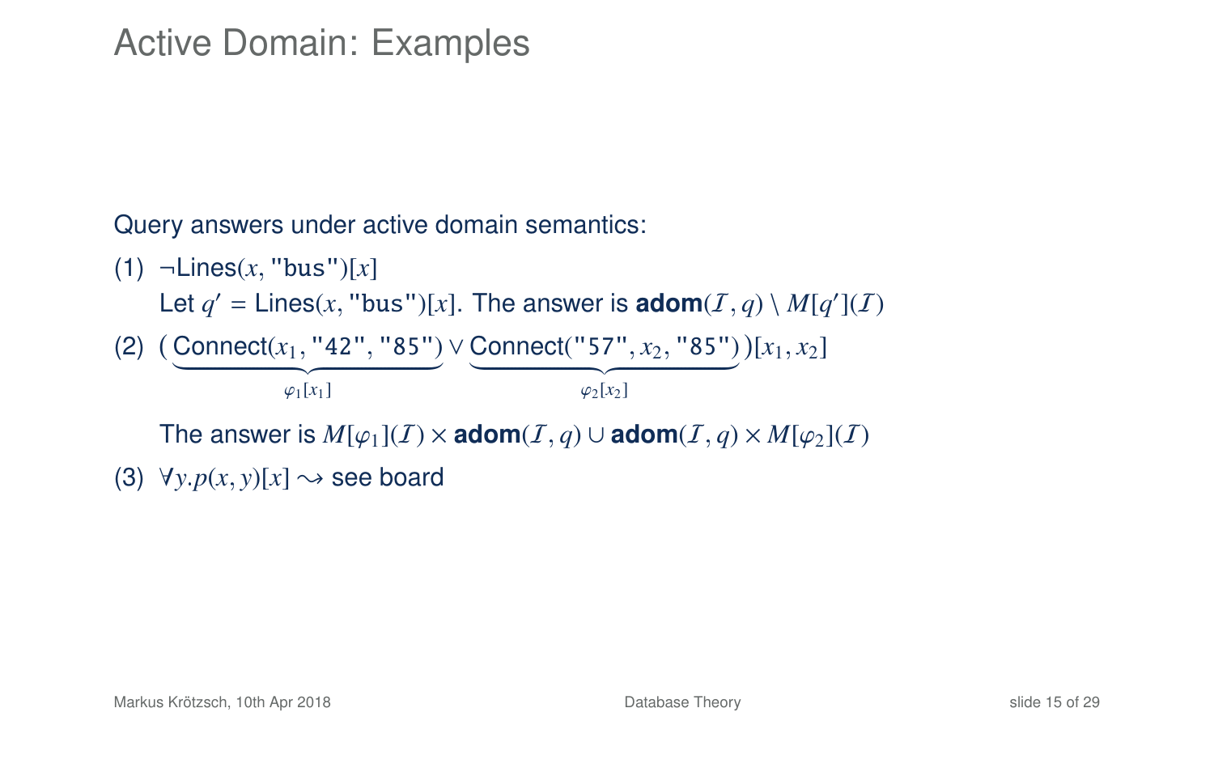# Active Domain: Examples

Query answers under active domain semantics:

(1) $\neg\text{Lines}(x, \texttt{"bus"})[x]$

Let $q' = \text{Lines}(x, \texttt{"bus"})[x]$. The answer is $\textbf{adom}(\mathcal{I}, q) \setminus M[q'](\mathcal{I})$

(2) $(\underbrace{\text{Connect}(x_1, \texttt{"42"}, \texttt{"85"})}_{\varphi_1[x_1]} \vee \underbrace{\text{Connect}(\texttt{"57"}, x_2, \texttt{"85"})}_{\varphi_2[x_2]})[x_1, x_2]$

The answer is $M[\varphi_1](\mathcal{I}) \times \textbf{adom}(\mathcal{I}, q) \cup \textbf{adom}(\mathcal{I}, q) \times M[\varphi_2](\mathcal{I})$

(3) $\forall y.p(x, y)[x] \rightsquigarrow$ see board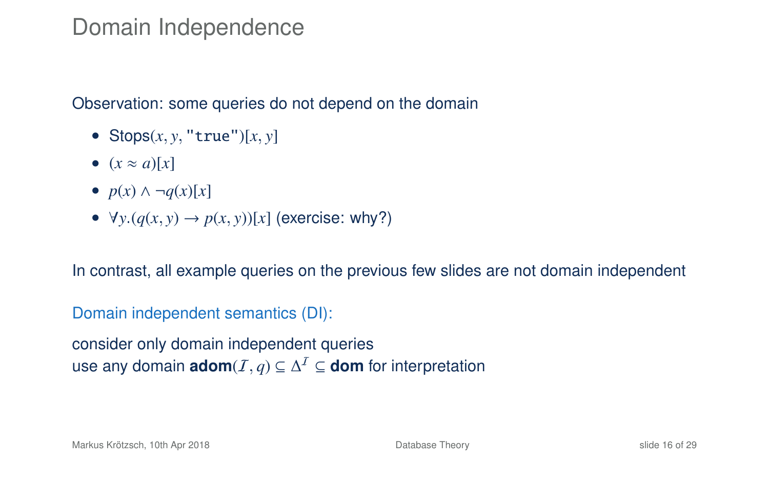# Domain Independence

Observation: some queries do not depend on the domain

- Stops$(x, y, \texttt{"true"})[x, y]$
- $(x \approx a)[x]$
- $p(x) \wedge \neg q(x)[x]$
- $\forall y.(q(x, y) \to p(x, y))[x]$ (exercise: why?)

In contrast, all example queries on the previous few slides are not domain independent

Domain independent semantics (DI):

consider only domain independent queries
use any domain $\textbf{adom}(\mathcal{I}, q) \subseteq \Delta^{\mathcal{I}} \subseteq \textbf{dom}$ for interpretation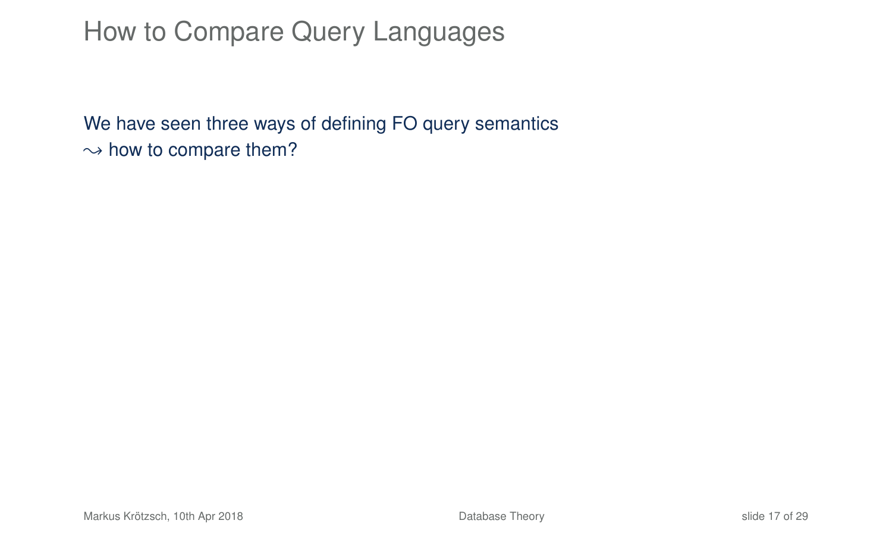# How to Compare Query Languages

We have seen three ways of defining FO query semantics
$\rightsquigarrow$ how to compare them?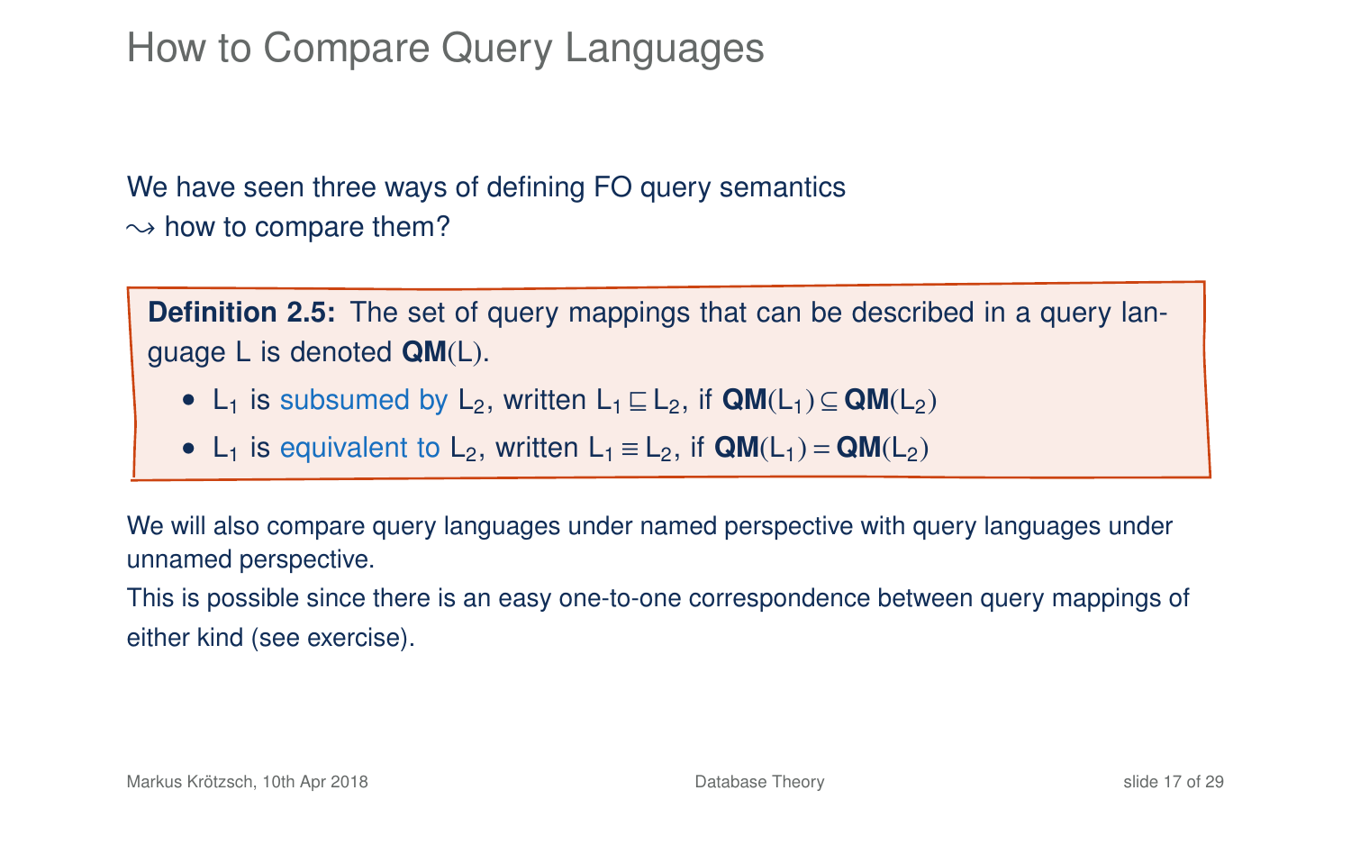# How to Compare Query Languages

We have seen three ways of defining FO query semantics
$\leadsto$ how to compare them?

**Definition 2.5:** The set of query mappings that can be described in a query language L is denoted $\mathbf{QM}(\mathsf{L})$.

- $\mathsf{L}_1$ is subsumed by $\mathsf{L}_2$, written $\mathsf{L}_1 \sqsubseteq \mathsf{L}_2$, if $\mathbf{QM}(\mathsf{L}_1) \subseteq \mathbf{QM}(\mathsf{L}_2)$
- $\mathsf{L}_1$ is equivalent to $\mathsf{L}_2$, written $\mathsf{L}_1 \equiv \mathsf{L}_2$, if $\mathbf{QM}(\mathsf{L}_1) = \mathbf{QM}(\mathsf{L}_2)$

We will also compare query languages under named perspective with query languages under unnamed perspective.
This is possible since there is an easy one-to-one correspondence between query mappings of either kind (see exercise).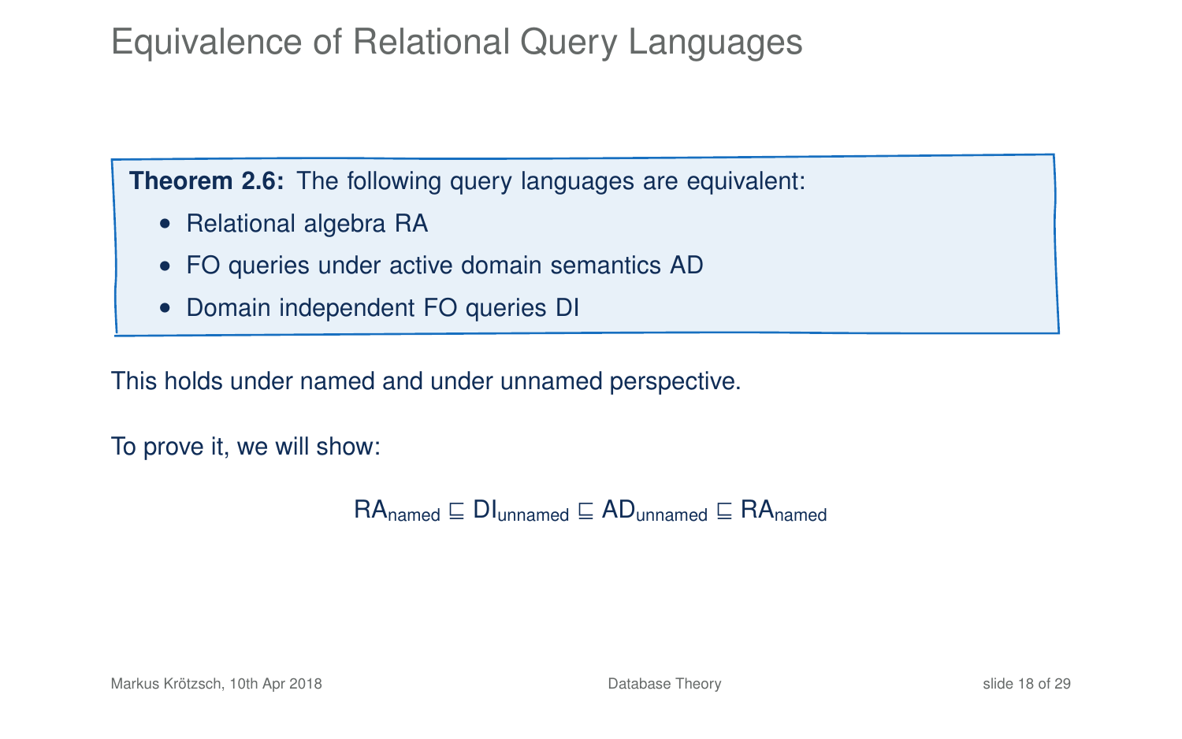# Equivalence of Relational Query Languages

**Theorem 2.6:** The following query languages are equivalent:

- Relational algebra RA
- FO queries under active domain semantics AD
- Domain independent FO queries DI

This holds under named and under unnamed perspective.

To prove it, we will show:

$$\mathrm{RA}_{\mathrm{named}} \sqsubseteq \mathrm{DI}_{\mathrm{unnamed}} \sqsubseteq \mathrm{AD}_{\mathrm{unnamed}} \sqsubseteq \mathrm{RA}_{\mathrm{named}}$$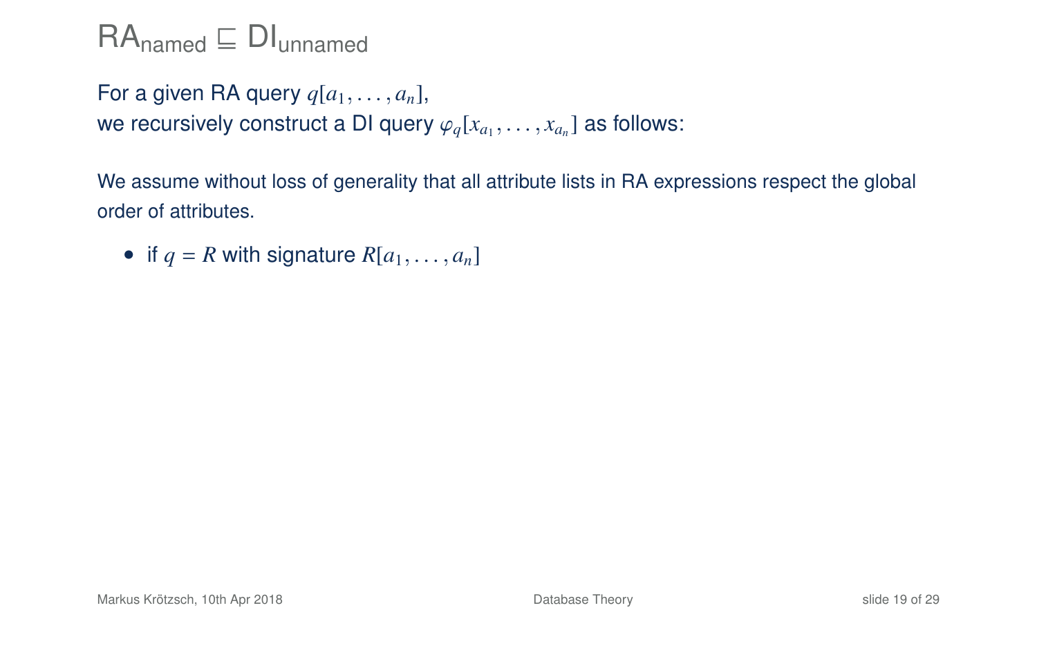# $\mathsf{RA}_{\mathsf{named}} \sqsubseteq \mathsf{DI}_{\mathsf{unnamed}}$

For a given RA query $q[a_1, \ldots, a_n]$,
we recursively construct a DI query $\varphi_q[x_{a_1}, \ldots, x_{a_n}]$ as follows:

We assume without loss of generality that all attribute lists in RA expressions respect the global order of attributes.

- if $q = R$ with signature $R[a_1, \ldots, a_n]$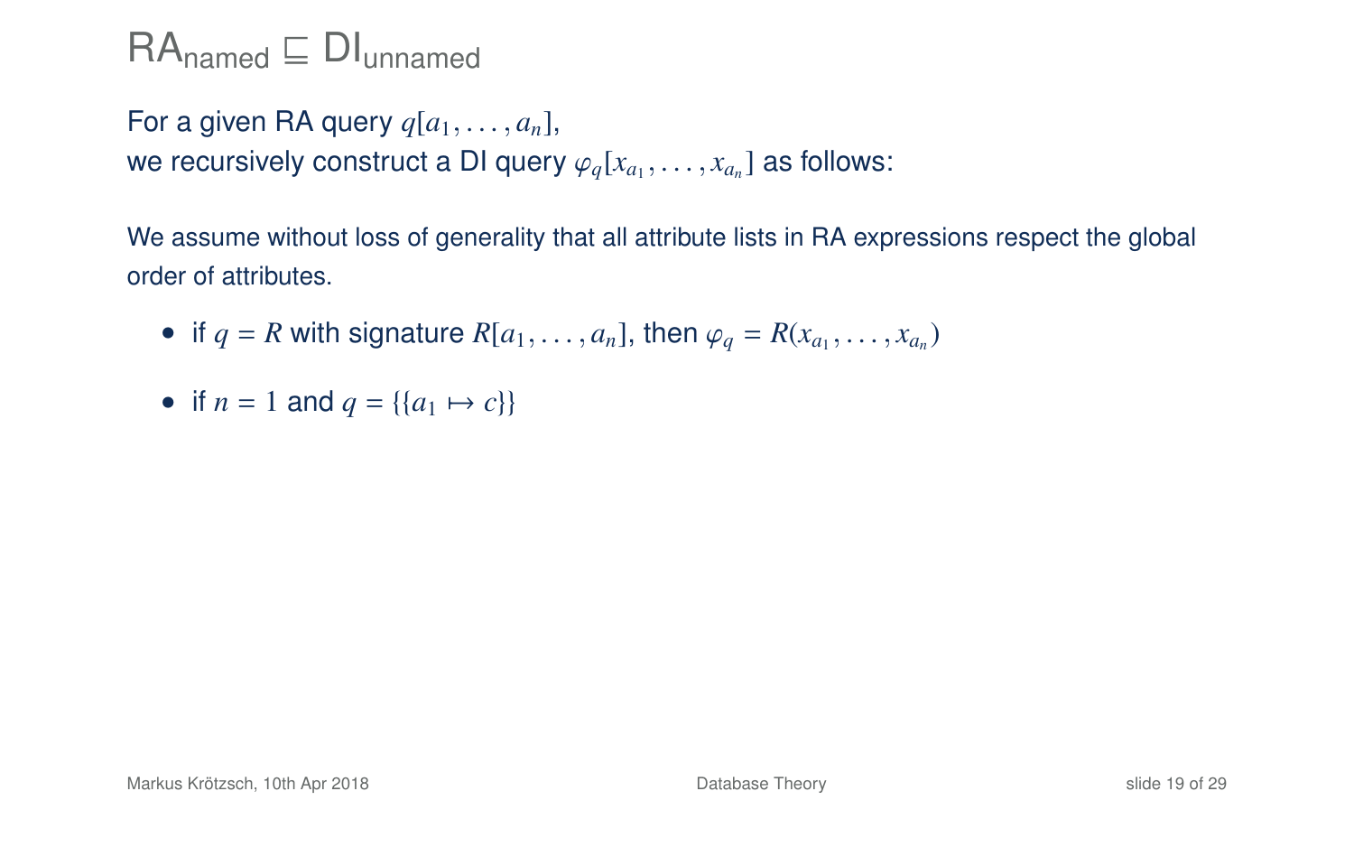# $\mathsf{RA}_{\text{named}} \sqsubseteq \mathsf{DI}_{\text{unnamed}}$

For a given RA query $q[a_1, \ldots, a_n]$,
we recursively construct a DI query $\varphi_q[x_{a_1}, \ldots, x_{a_n}]$ as follows:

We assume without loss of generality that all attribute lists in RA expressions respect the global order of attributes.

- if $q = R$ with signature $R[a_1, \ldots, a_n]$, then $\varphi_q = R(x_{a_1}, \ldots, x_{a_n})$
- if $n = 1$ and $q = \{\{a_1 \mapsto c\}\}$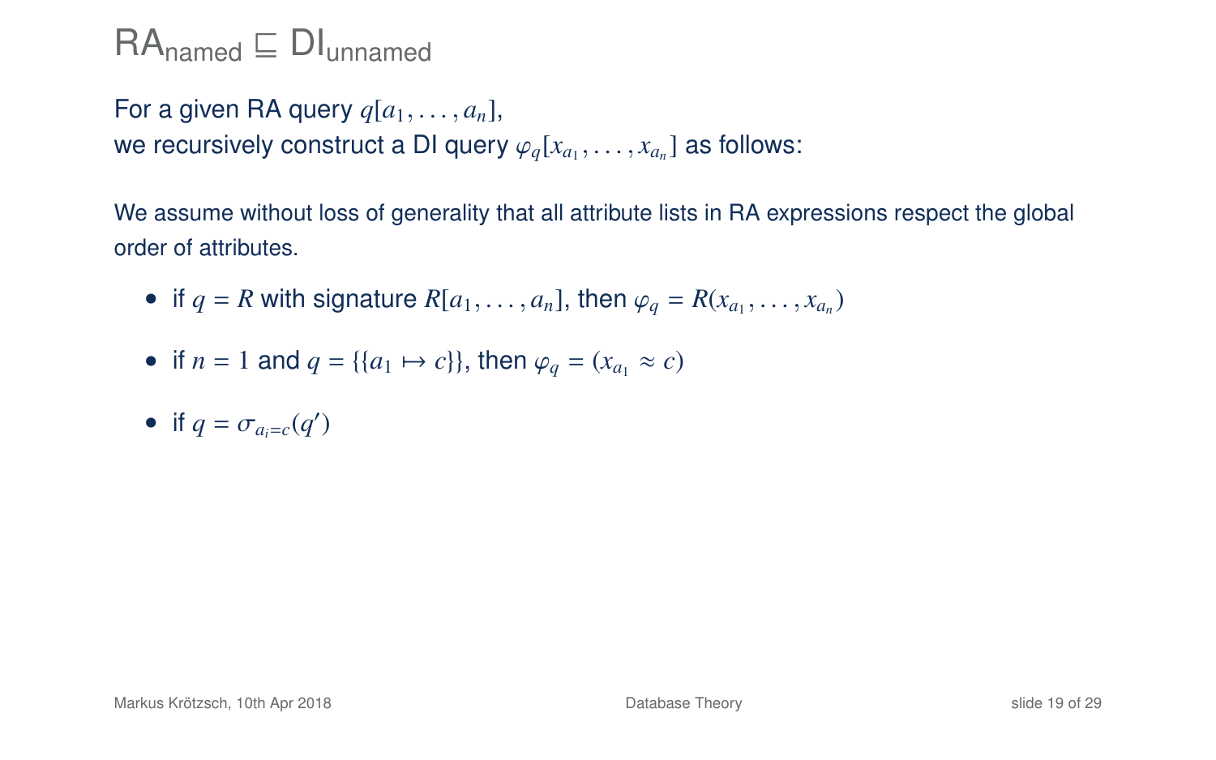# $\mathsf{RA}_{\mathsf{named}} \sqsubseteq \mathsf{DI}_{\mathsf{unnamed}}$

For a given RA query $q[a_1, \ldots, a_n]$,
we recursively construct a DI query $\varphi_q[x_{a_1}, \ldots, x_{a_n}]$ as follows:

We assume without loss of generality that all attribute lists in RA expressions respect the global order of attributes.

- if $q = R$ with signature $R[a_1, \ldots, a_n]$, then $\varphi_q = R(x_{a_1}, \ldots, x_{a_n})$
- if $n = 1$ and $q = \{\{a_1 \mapsto c\}\}$, then $\varphi_q = (x_{a_1} \approx c)$
- if $q = \sigma_{a_i = c}(q')$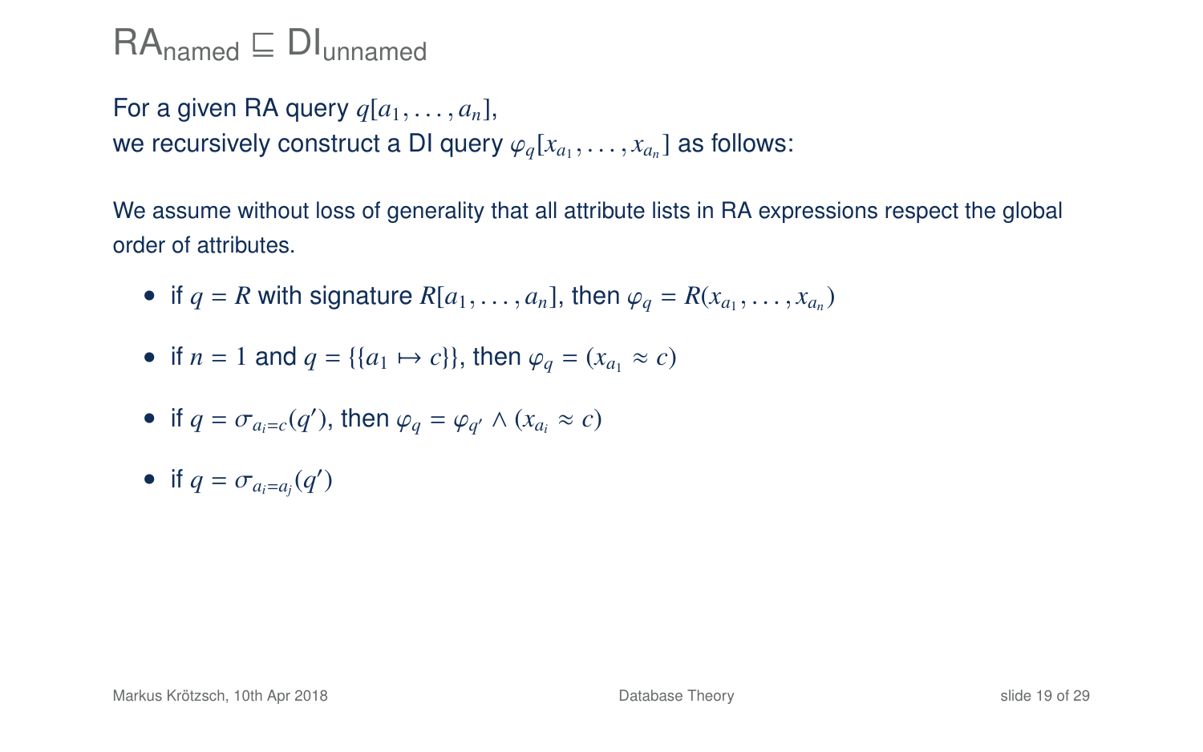# $\text{RA}_{\text{named}} \sqsubseteq \text{DI}_{\text{unnamed}}$

For a given RA query $q[a_1, \ldots, a_n]$,
we recursively construct a DI query $\varphi_q[x_{a_1}, \ldots, x_{a_n}]$ as follows:

We assume without loss of generality that all attribute lists in RA expressions respect the global order of attributes.

- if $q = R$ with signature $R[a_1, \ldots, a_n]$, then $\varphi_q = R(x_{a_1}, \ldots, x_{a_n})$
- if $n = 1$ and $q = \{\{a_1 \mapsto c\}\}$, then $\varphi_q = (x_{a_1} \approx c)$
- if $q = \sigma_{a_i=c}(q')$, then $\varphi_q = \varphi_{q'} \wedge (x_{a_i} \approx c)$
- if $q = \sigma_{a_i=a_j}(q')$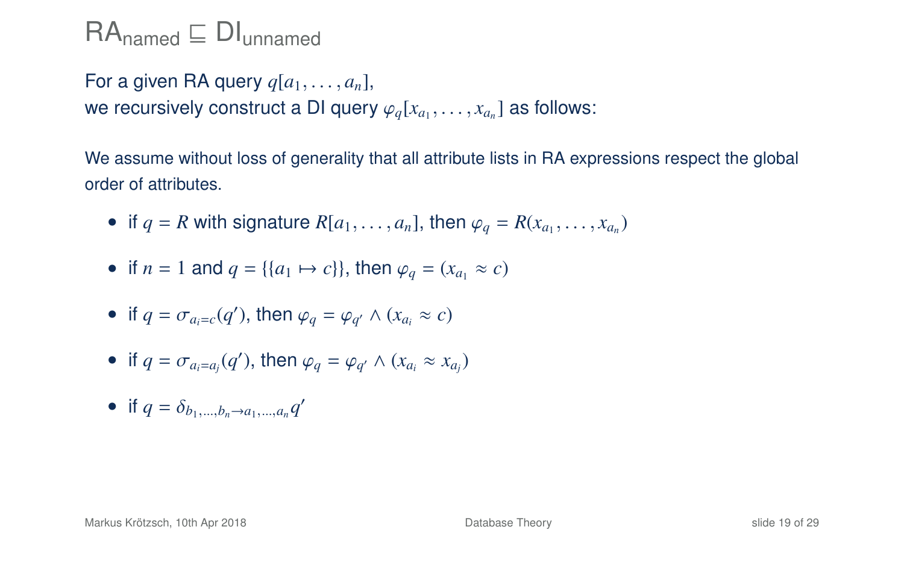# $\text{RA}_{\text{named}} \sqsubseteq \text{DI}_{\text{unnamed}}$

For a given RA query $q[a_1, \ldots, a_n]$,
we recursively construct a DI query $\varphi_q[x_{a_1}, \ldots, x_{a_n}]$ as follows:

We assume without loss of generality that all attribute lists in RA expressions respect the global order of attributes.

- if $q = R$ with signature $R[a_1, \ldots, a_n]$, then $\varphi_q = R(x_{a_1}, \ldots, x_{a_n})$
- if $n = 1$ and $q = \{\{a_1 \mapsto c\}\}$, then $\varphi_q = (x_{a_1} \approx c)$
- if $q = \sigma_{a_i = c}(q')$, then $\varphi_q = \varphi_{q'} \land (x_{a_i} \approx c)$
- if $q = \sigma_{a_i = a_j}(q')$, then $\varphi_q = \varphi_{q'} \land (x_{a_i} \approx x_{a_j})$
- if $q = \delta_{b_1, \ldots, b_n \to a_1, \ldots, a_n} q'$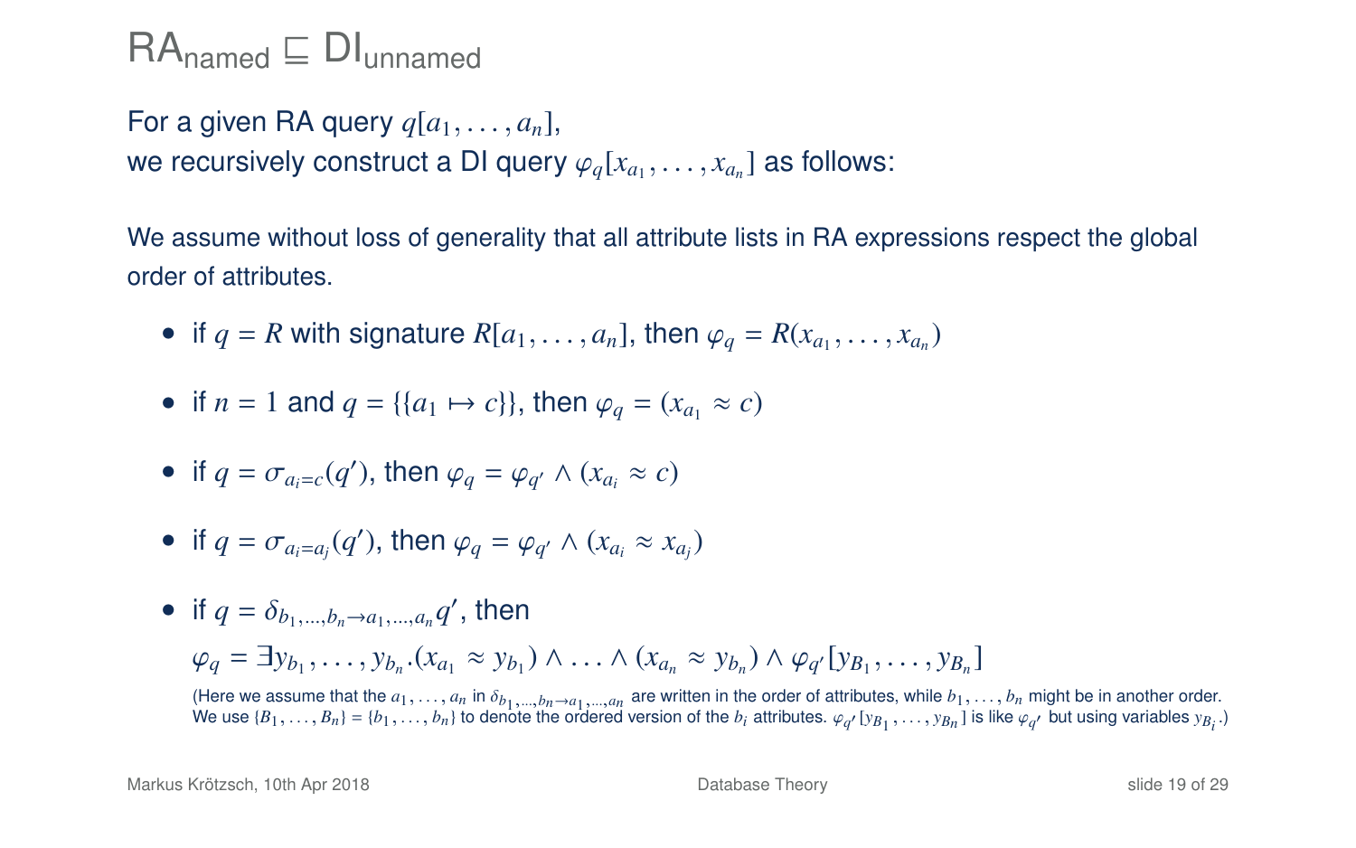# $\text{RA}_{\text{named}} \sqsubseteq \text{DI}_{\text{unnamed}}$

For a given RA query $q[a_1, \ldots, a_n]$,
we recursively construct a DI query $\varphi_q[x_{a_1}, \ldots, x_{a_n}]$ as follows:

We assume without loss of generality that all attribute lists in RA expressions respect the global order of attributes.

- if $q = R$ with signature $R[a_1, \ldots, a_n]$, then $\varphi_q = R(x_{a_1}, \ldots, x_{a_n})$
- if $n = 1$ and $q = \{\{a_1 \mapsto c\}\}$, then $\varphi_q = (x_{a_1} \approx c)$
- if $q = \sigma_{a_i = c}(q')$, then $\varphi_q = \varphi_{q'} \wedge (x_{a_i} \approx c)$
- if $q = \sigma_{a_i = a_j}(q')$, then $\varphi_q = \varphi_{q'} \wedge (x_{a_i} \approx x_{a_j})$
- if $q = \delta_{b_1, \ldots, b_n \to a_1, \ldots, a_n} q'$, then
  $\varphi_q = \exists y_{b_1}, \ldots, y_{b_n}.(x_{a_1} \approx y_{b_1}) \wedge \ldots \wedge (x_{a_n} \approx y_{b_n}) \wedge \varphi_{q'}[y_{B_1}, \ldots, y_{B_n}]$
  (Here we assume that the $a_1, \ldots, a_n$ in $\delta_{b_1, \ldots, b_n \to a_1, \ldots, a_n}$ are written in the order of attributes, while $b_1, \ldots, b_n$ might be in another order. We use $\{B_1, \ldots, B_n\} = \{b_1, \ldots, b_n\}$ to denote the ordered version of the $b_i$ attributes. $\varphi_{q'}[y_{B_1}, \ldots, y_{B_n}]$ is like $\varphi_{q'}$ but using variables $y_{B_i}$.)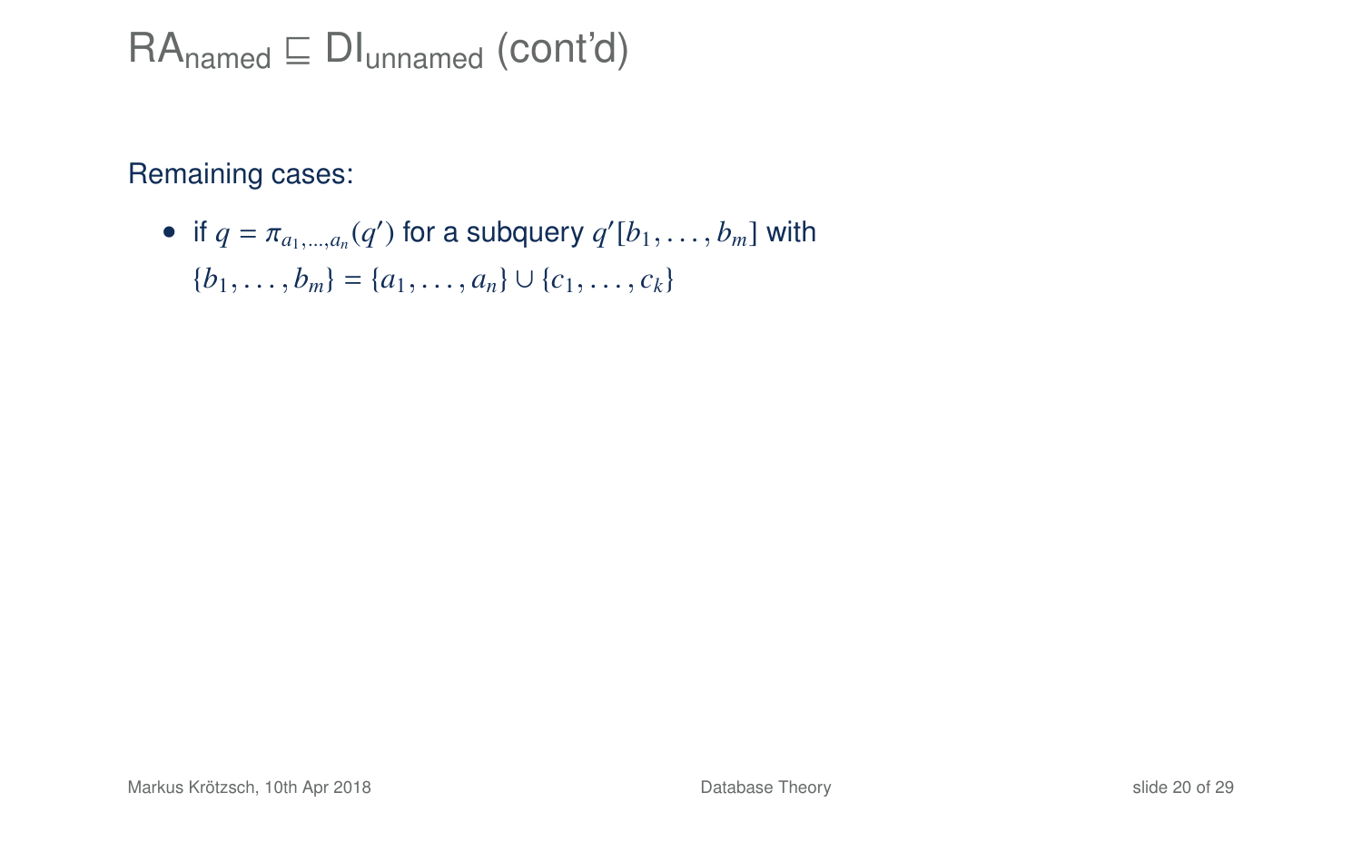# $\text{RA}_{\text{named}} \sqsubseteq \text{DI}_{\text{unnamed}}$ (cont'd)

Remaining cases:

- if $q = \pi_{a_1,\ldots,a_n}(q')$ for a subquery $q'[b_1, \ldots, b_m]$ with $\{b_1, \ldots, b_m\} = \{a_1, \ldots, a_n\} \cup \{c_1, \ldots, c_k\}$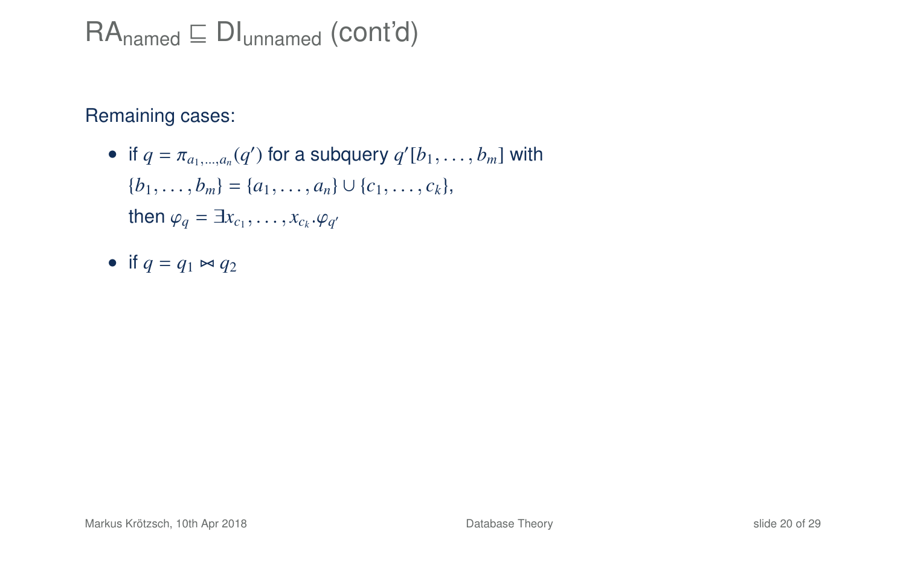# $\mathsf{RA}_{\text{named}} \sqsubseteq \mathsf{DI}_{\text{unnamed}}$ (cont'd)

Remaining cases:

- if $q = \pi_{a_1,\ldots,a_n}(q')$ for a subquery $q'[b_1,\ldots,b_m]$ with $\{b_1,\ldots,b_m\} = \{a_1,\ldots,a_n\} \cup \{c_1,\ldots,c_k\}$, then $\varphi_q = \exists x_{c_1},\ldots,x_{c_k}.\varphi_{q'}$
- if $q = q_1 \bowtie q_2$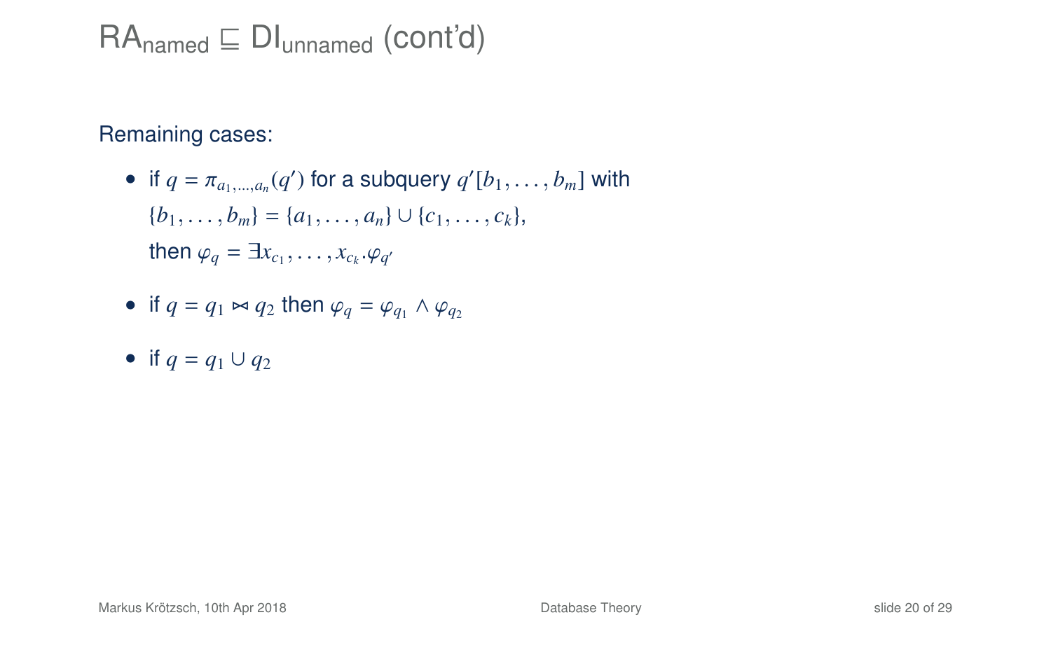# $\text{RA}_{\text{named}} \sqsubseteq \text{DI}_{\text{unnamed}}$ (cont'd)

Remaining cases:

- if $q = \pi_{a_1,\ldots,a_n}(q')$ for a subquery $q'[b_1, \ldots, b_m]$ with $\{b_1, \ldots, b_m\} = \{a_1, \ldots, a_n\} \cup \{c_1, \ldots, c_k\}$, then $\varphi_q = \exists x_{c_1}, \ldots, x_{c_k}.\varphi_{q'}$
- if $q = q_1 \bowtie q_2$ then $\varphi_q = \varphi_{q_1} \wedge \varphi_{q_2}$
- if $q = q_1 \cup q_2$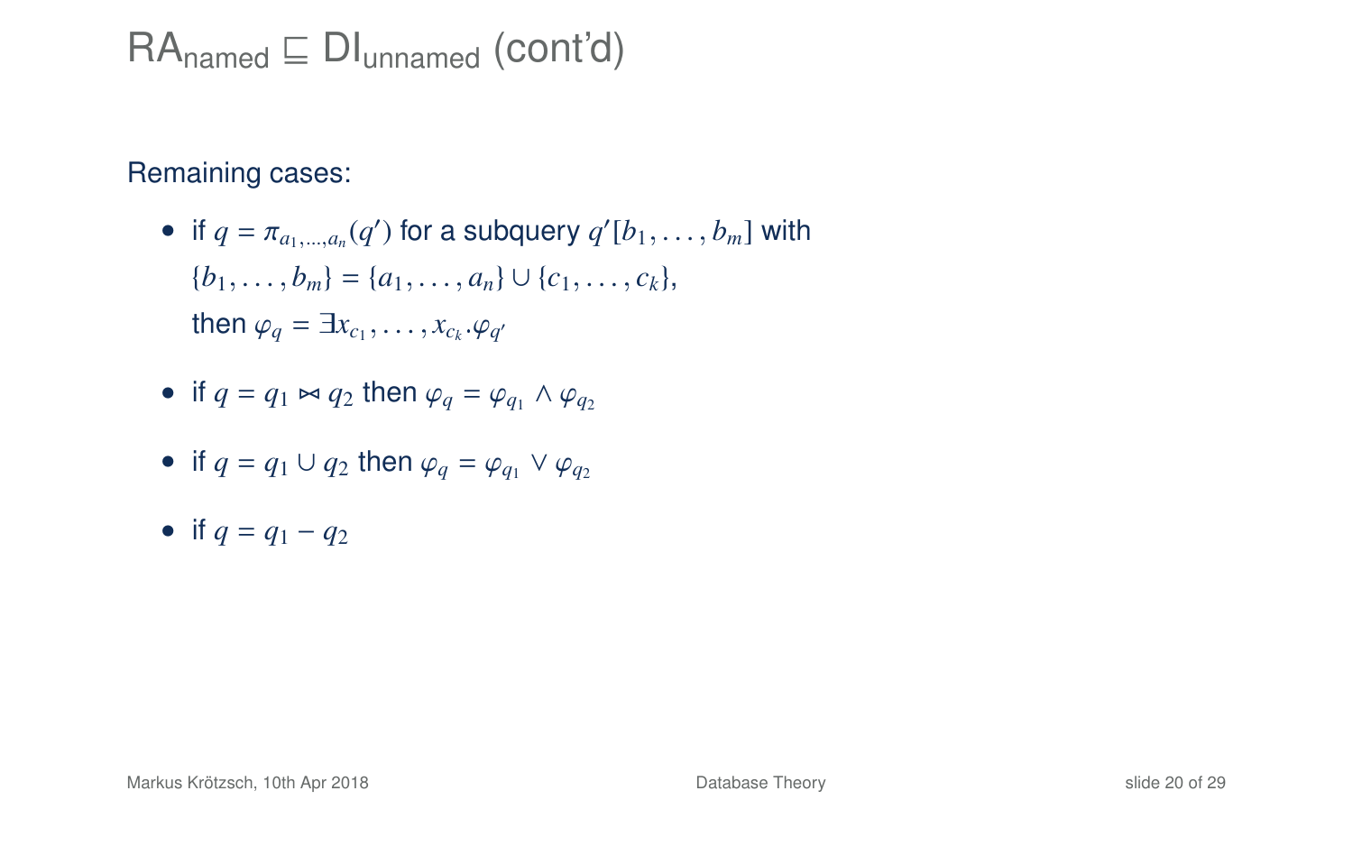# $\mathsf{RA}_{\text{named}} \sqsubseteq \mathsf{DI}_{\text{unnamed}}$ (cont'd)

Remaining cases:

- if $q = \pi_{a_1,\ldots,a_n}(q')$ for a subquery $q'[b_1, \ldots, b_m]$ with $\{b_1, \ldots, b_m\} = \{a_1, \ldots, a_n\} \cup \{c_1, \ldots, c_k\}$, then $\varphi_q = \exists x_{c_1}, \ldots, x_{c_k}.\varphi_{q'}$
- if $q = q_1 \bowtie q_2$ then $\varphi_q = \varphi_{q_1} \wedge \varphi_{q_2}$
- if $q = q_1 \cup q_2$ then $\varphi_q = \varphi_{q_1} \vee \varphi_{q_2}$
- if $q = q_1 - q_2$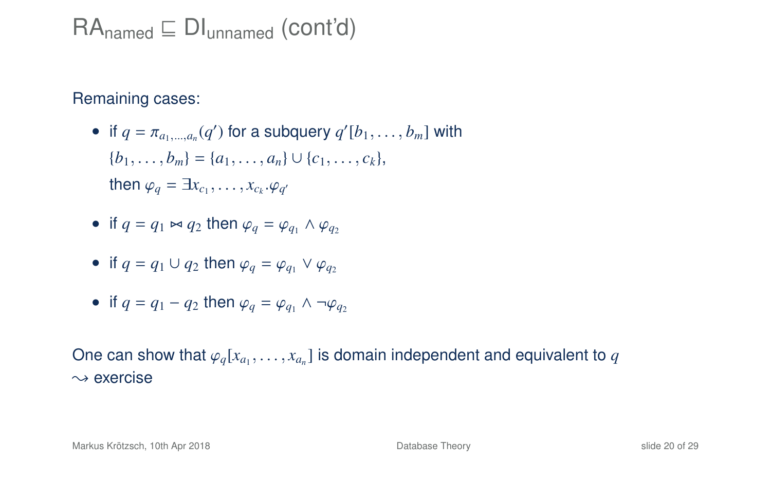# $\mathsf{RA}_{\mathsf{named}} \sqsubseteq \mathsf{DI}_{\mathsf{unnamed}}$ (cont'd)

Remaining cases:

- if $q = \pi_{a_1,\ldots,a_n}(q')$ for a subquery $q'[b_1, \ldots, b_m]$ with $\{b_1, \ldots, b_m\} = \{a_1, \ldots, a_n\} \cup \{c_1, \ldots, c_k\}$, then $\varphi_q = \exists x_{c_1}, \ldots, x_{c_k}.\varphi_{q'}$
- if $q = q_1 \bowtie q_2$ then $\varphi_q = \varphi_{q_1} \wedge \varphi_{q_2}$
- if $q = q_1 \cup q_2$ then $\varphi_q = \varphi_{q_1} \vee \varphi_{q_2}$
- if $q = q_1 - q_2$ then $\varphi_q = \varphi_{q_1} \wedge \neg\varphi_{q_2}$

One can show that $\varphi_q[x_{a_1}, \ldots, x_{a_n}]$ is domain independent and equivalent to $q$
$\rightsquigarrow$ exercise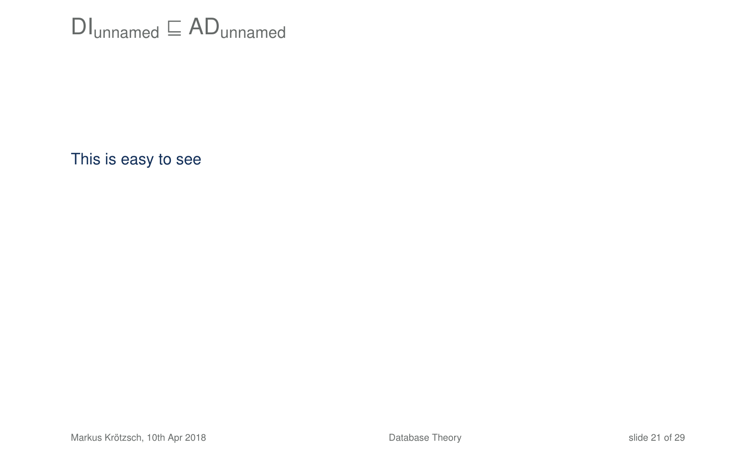# $\mathsf{DI}_{\mathsf{unnamed}} \sqsubseteq \mathsf{AD}_{\mathsf{unnamed}}$

This is easy to see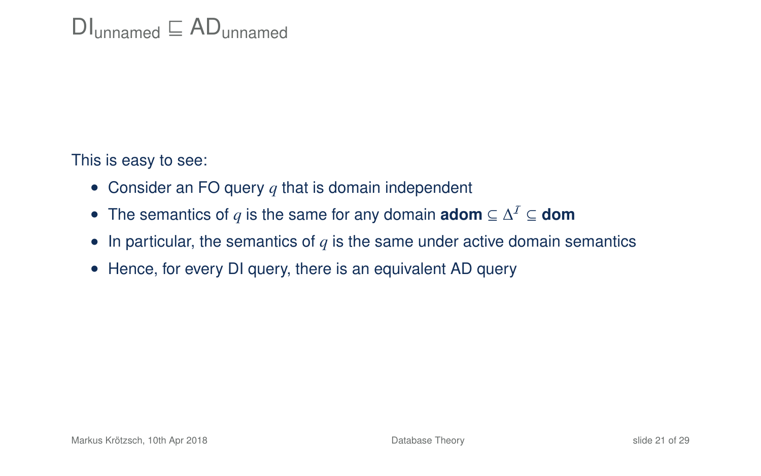# $\mathsf{DI}_{\text{unnamed}} \sqsubseteq \mathsf{AD}_{\text{unnamed}}$

This is easy to see:

- Consider an FO query $q$ that is domain independent
- The semantics of $q$ is the same for any domain **adom** $\subseteq \Delta^{\mathcal{I}} \subseteq$ **dom**
- In particular, the semantics of $q$ is the same under active domain semantics
- Hence, for every DI query, there is an equivalent AD query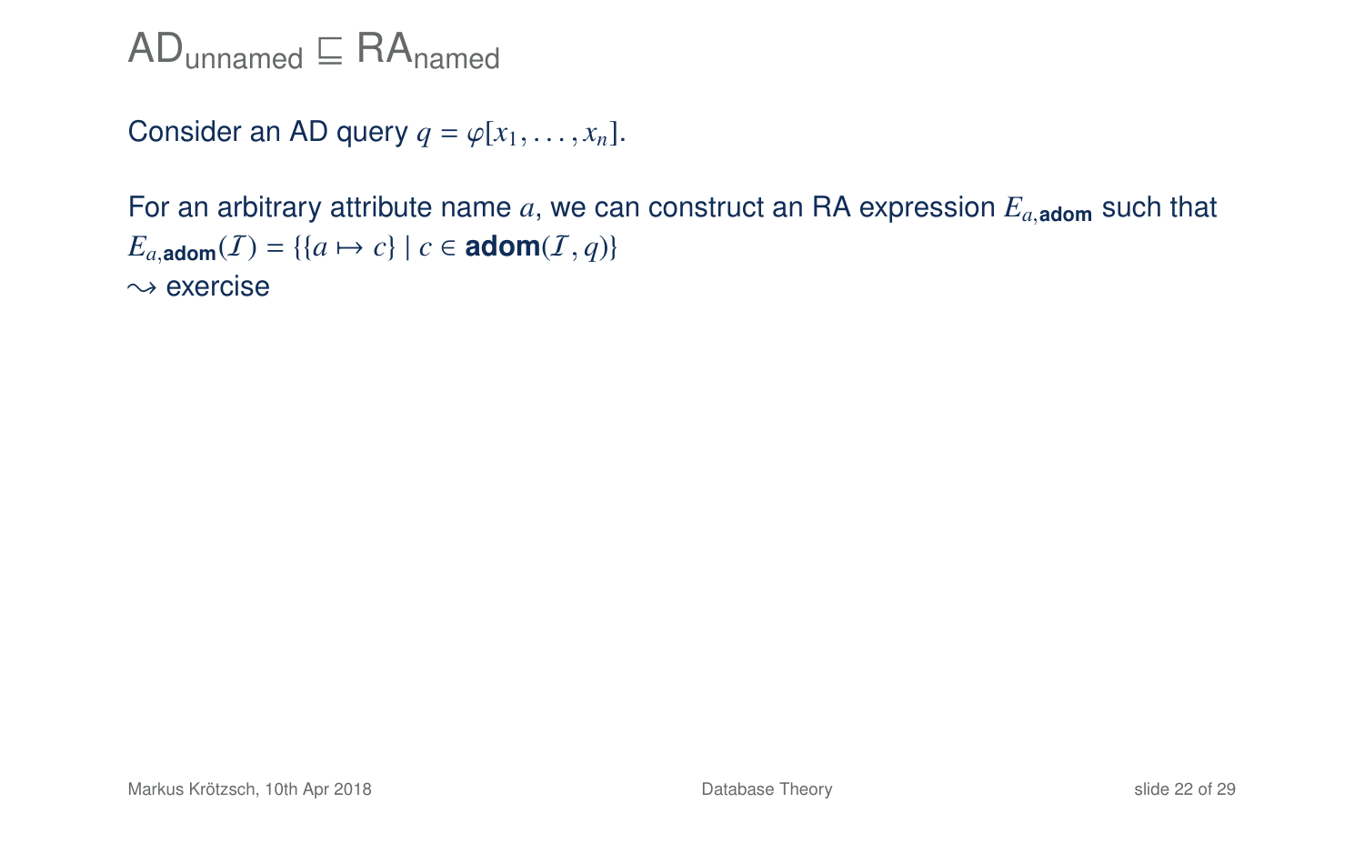# $\text{AD}_{\text{unnamed}} \sqsubseteq \text{RA}_{\text{named}}$

Consider an AD query $q = \varphi[x_1, \ldots, x_n]$.

For an arbitrary attribute name $a$, we can construct an RA expression $E_{a,\textbf{adom}}$ such that $E_{a,\textbf{adom}}(\mathcal{I}) = \{\{a \mapsto c\} \mid c \in \textbf{adom}(\mathcal{I}, q)\}$
$\rightsquigarrow$ exercise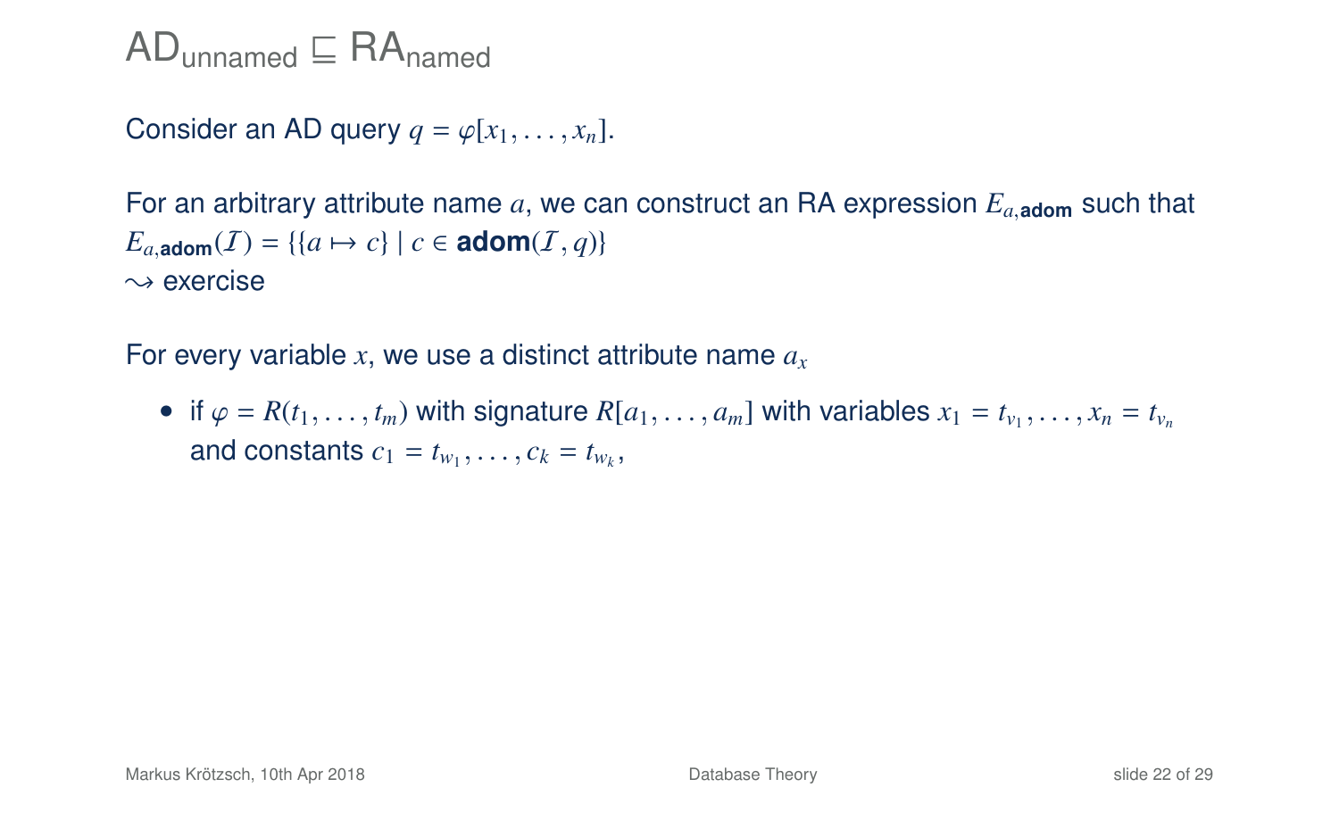# $\mathsf{AD}_{\mathsf{unnamed}} \sqsubseteq \mathsf{RA}_{\mathsf{named}}$

Consider an AD query $q = \varphi[x_1, \ldots, x_n]$.

For an arbitrary attribute name $a$, we can construct an RA expression $E_{a,\mathbf{adom}}$ such that $E_{a,\mathbf{adom}}(\mathcal{I}) = \{\{a \mapsto c\} \mid c \in \mathbf{adom}(\mathcal{I}, q)\}$
$\rightsquigarrow$ exercise

For every variable $x$, we use a distinct attribute name $a_x$

- if $\varphi = R(t_1, \ldots, t_m)$ with signature $R[a_1, \ldots, a_m]$ with variables $x_1 = t_{v_1}, \ldots, x_n = t_{v_n}$ and constants $c_1 = t_{w_1}, \ldots, c_k = t_{w_k}$,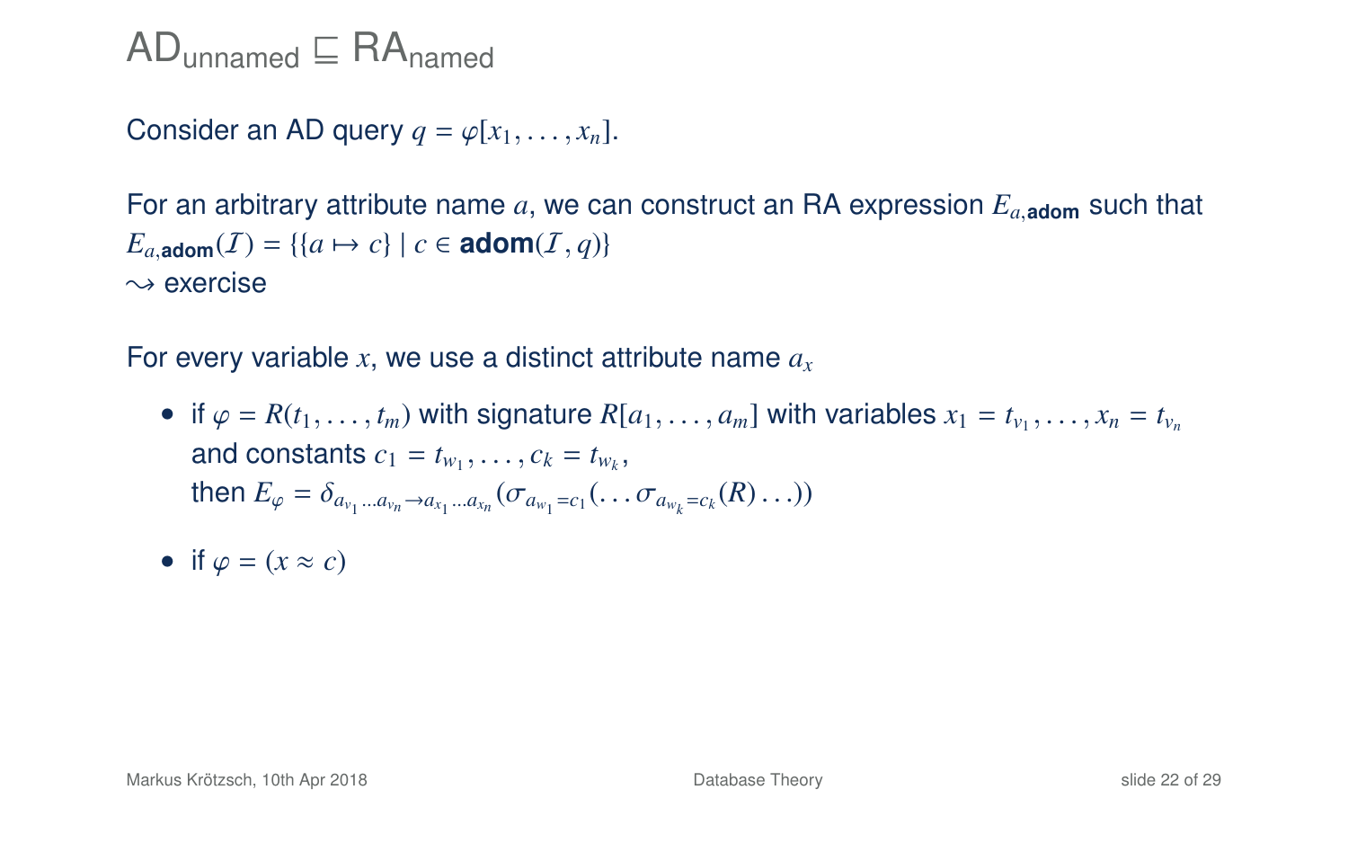# $\mathsf{AD}_{\mathsf{unnamed}} \sqsubseteq \mathsf{RA}_{\mathsf{named}}$

Consider an AD query $q = \varphi[x_1, \ldots, x_n]$.

For an arbitrary attribute name $a$, we can construct an RA expression $E_{a,\textbf{adom}}$ such that $E_{a,\textbf{adom}}(\mathcal{I}) = \{\{a \mapsto c\} \mid c \in \textbf{adom}(\mathcal{I}, q)\}$
$\rightsquigarrow$ exercise

For every variable $x$, we use a distinct attribute name $a_x$

- if $\varphi = R(t_1, \ldots, t_m)$ with signature $R[a_1, \ldots, a_m]$ with variables $x_1 = t_{v_1}, \ldots, x_n = t_{v_n}$ and constants $c_1 = t_{w_1}, \ldots, c_k = t_{w_k}$,
  then $E_\varphi = \delta_{a_{v_1} \ldots a_{v_n} \to a_{x_1} \ldots a_{x_n}}(\sigma_{a_{w_1}=c_1}(\ldots \sigma_{a_{w_k}=c_k}(R) \ldots))$
- if $\varphi = (x \approx c)$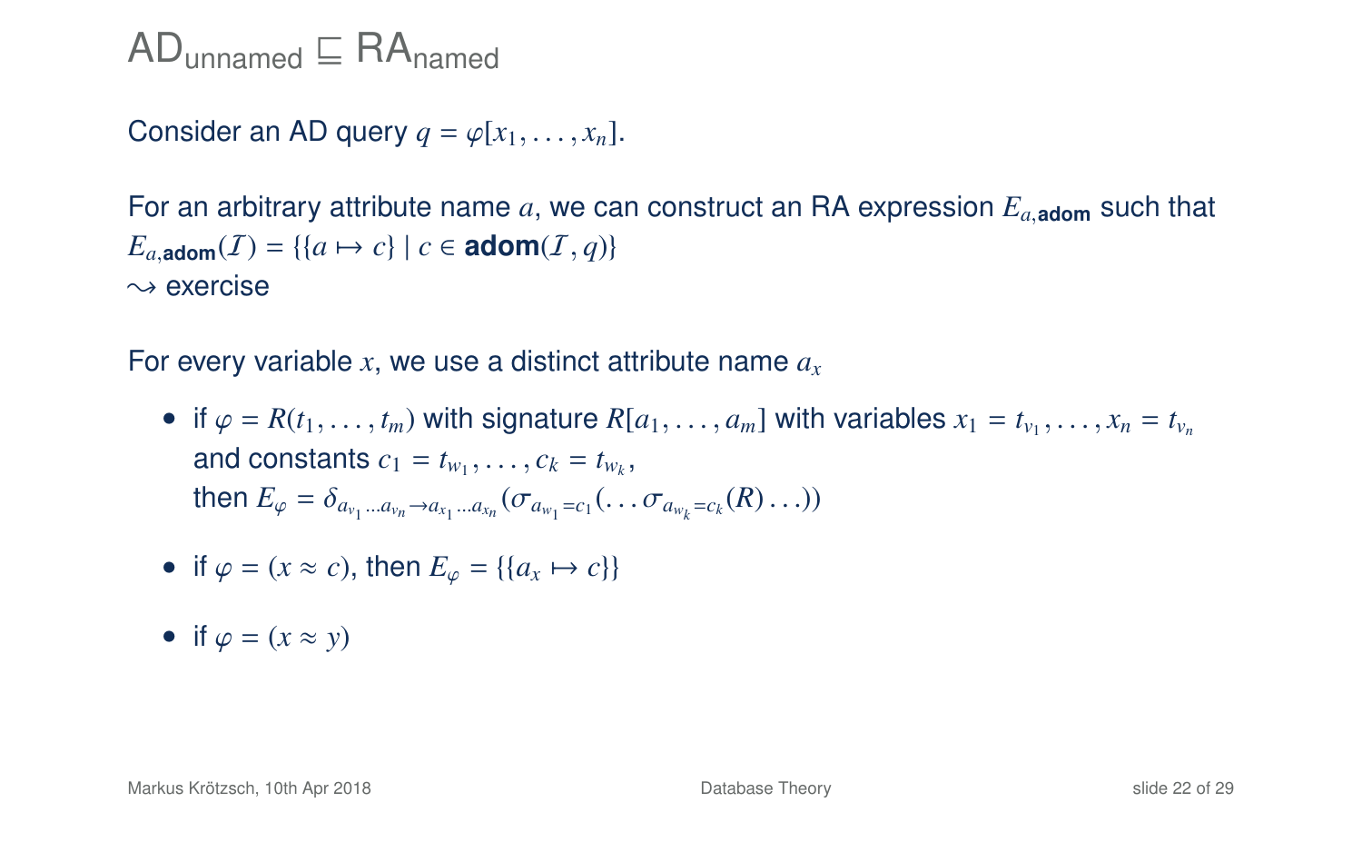# $\mathsf{AD}_{\mathsf{unnamed}} \sqsubseteq \mathsf{RA}_{\mathsf{named}}$

Consider an AD query $q = \varphi[x_1, \ldots, x_n]$.

For an arbitrary attribute name $a$, we can construct an RA expression $E_{a,\textbf{adom}}$ such that $E_{a,\textbf{adom}}(\mathcal{I}) = \{\{a \mapsto c\} \mid c \in \textbf{adom}(\mathcal{I}, q)\}$
$\rightsquigarrow$ exercise

For every variable $x$, we use a distinct attribute name $a_x$

- if $\varphi = R(t_1, \ldots, t_m)$ with signature $R[a_1, \ldots, a_m]$ with variables $x_1 = t_{v_1}, \ldots, x_n = t_{v_n}$ and constants $c_1 = t_{w_1}, \ldots, c_k = t_{w_k}$,
  then $E_\varphi = \delta_{a_{v_1} \ldots a_{v_n} \to a_{x_1} \ldots a_{x_n}}(\sigma_{a_{w_1} = c_1}(\ldots \sigma_{a_{w_k} = c_k}(R) \ldots))$
- if $\varphi = (x \approx c)$, then $E_\varphi = \{\{a_x \mapsto c\}\}$
- if $\varphi = (x \approx y)$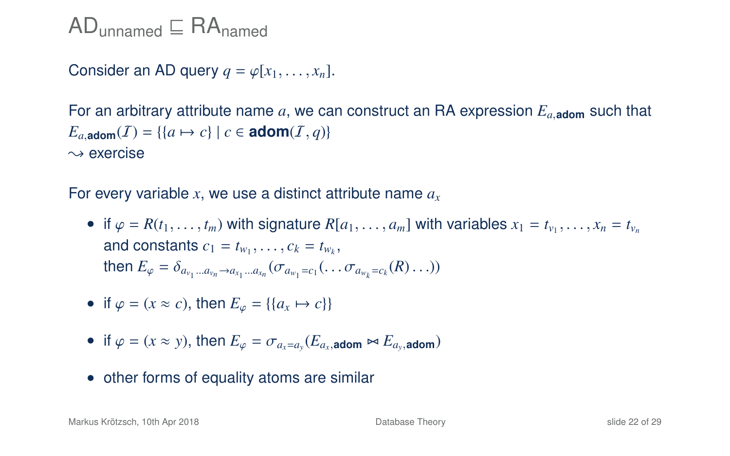# $\mathsf{AD}_{\text{unnamed}} \sqsubseteq \mathsf{RA}_{\text{named}}$

Consider an AD query $q = \varphi[x_1, \ldots, x_n]$.

For an arbitrary attribute name $a$, we can construct an RA expression $E_{a,\mathbf{adom}}$ such that $E_{a,\mathbf{adom}}(\mathcal{I}) = \{\{a \mapsto c\} \mid c \in \mathbf{adom}(\mathcal{I}, q)\}$
$\rightsquigarrow$ exercise

For every variable $x$, we use a distinct attribute name $a_x$

- if $\varphi = R(t_1, \ldots, t_m)$ with signature $R[a_1, \ldots, a_m]$ with variables $x_1 = t_{v_1}, \ldots, x_n = t_{v_n}$ and constants $c_1 = t_{w_1}, \ldots, c_k = t_{w_k}$,
  then $E_\varphi = \delta_{a_{v_1} \ldots a_{v_n} \to a_{x_1} \ldots a_{x_n}}(\sigma_{a_{w_1}=c_1}(\ldots \sigma_{a_{w_k}=c_k}(R) \ldots))$
- if $\varphi = (x \approx c)$, then $E_\varphi = \{\{a_x \mapsto c\}\}$
- if $\varphi = (x \approx y)$, then $E_\varphi = \sigma_{a_x = a_y}(E_{a_x,\mathbf{adom}} \bowtie E_{a_y,\mathbf{adom}})$
- other forms of equality atoms are similar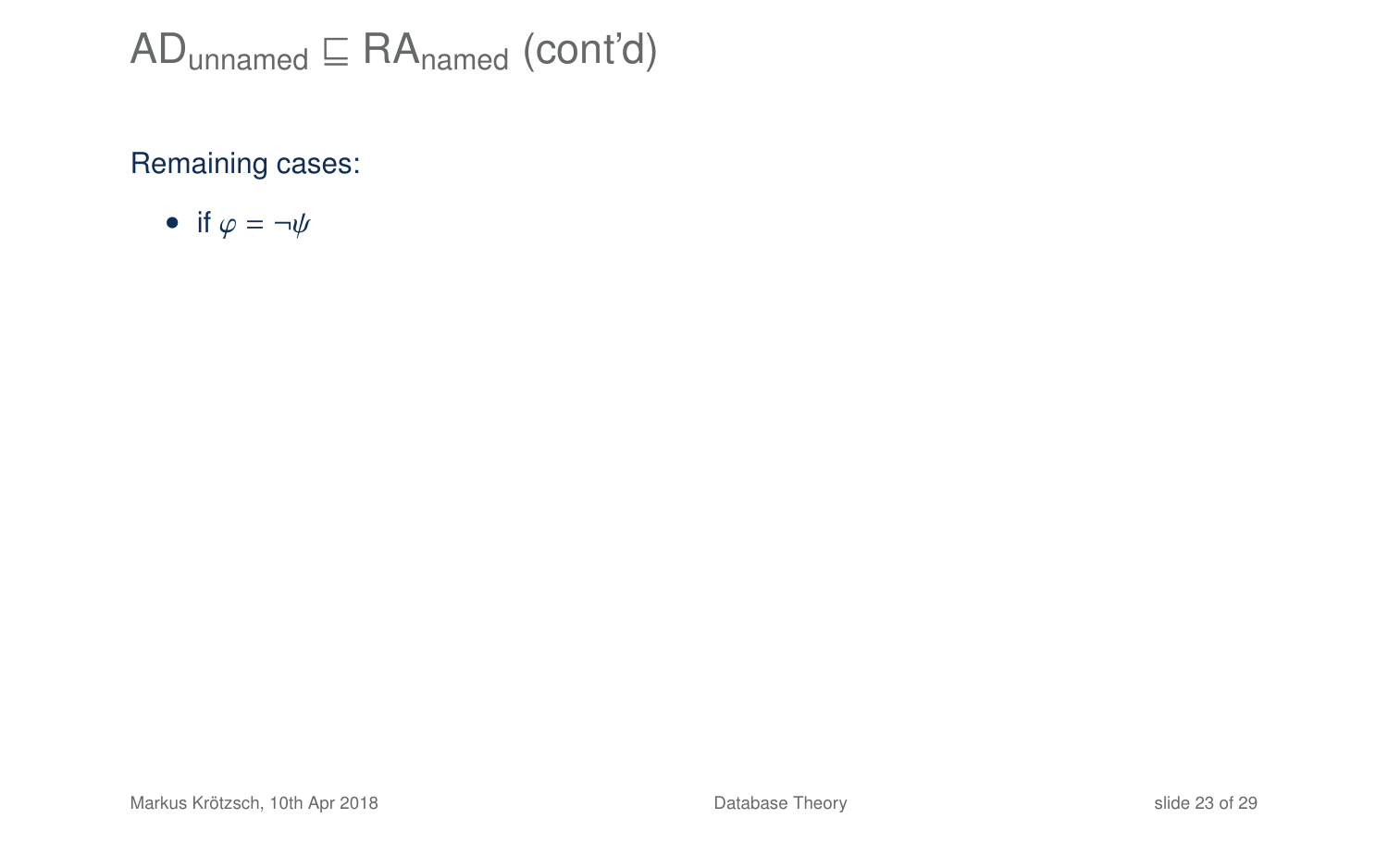# $\text{AD}_{\text{unnamed}} \sqsubseteq \text{RA}_{\text{named}}$ (cont'd)

Remaining cases:

- if $\varphi = \neg\psi$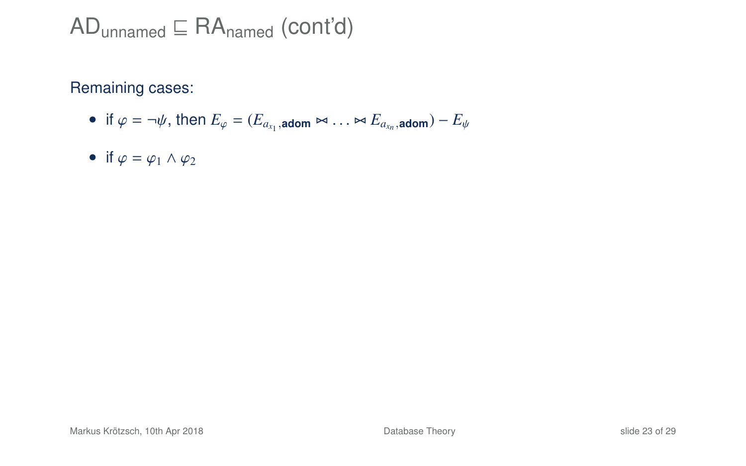# $\text{AD}_{\text{unnamed}} \sqsubseteq \text{RA}_{\text{named}}$ (cont'd)

Remaining cases:

- if $\varphi = \neg\psi$, then $E_\varphi = (E_{a_{x_1},\textbf{adom}} \bowtie \ldots \bowtie E_{a_{x_n},\textbf{adom}}) - E_\psi$
- if $\varphi = \varphi_1 \wedge \varphi_2$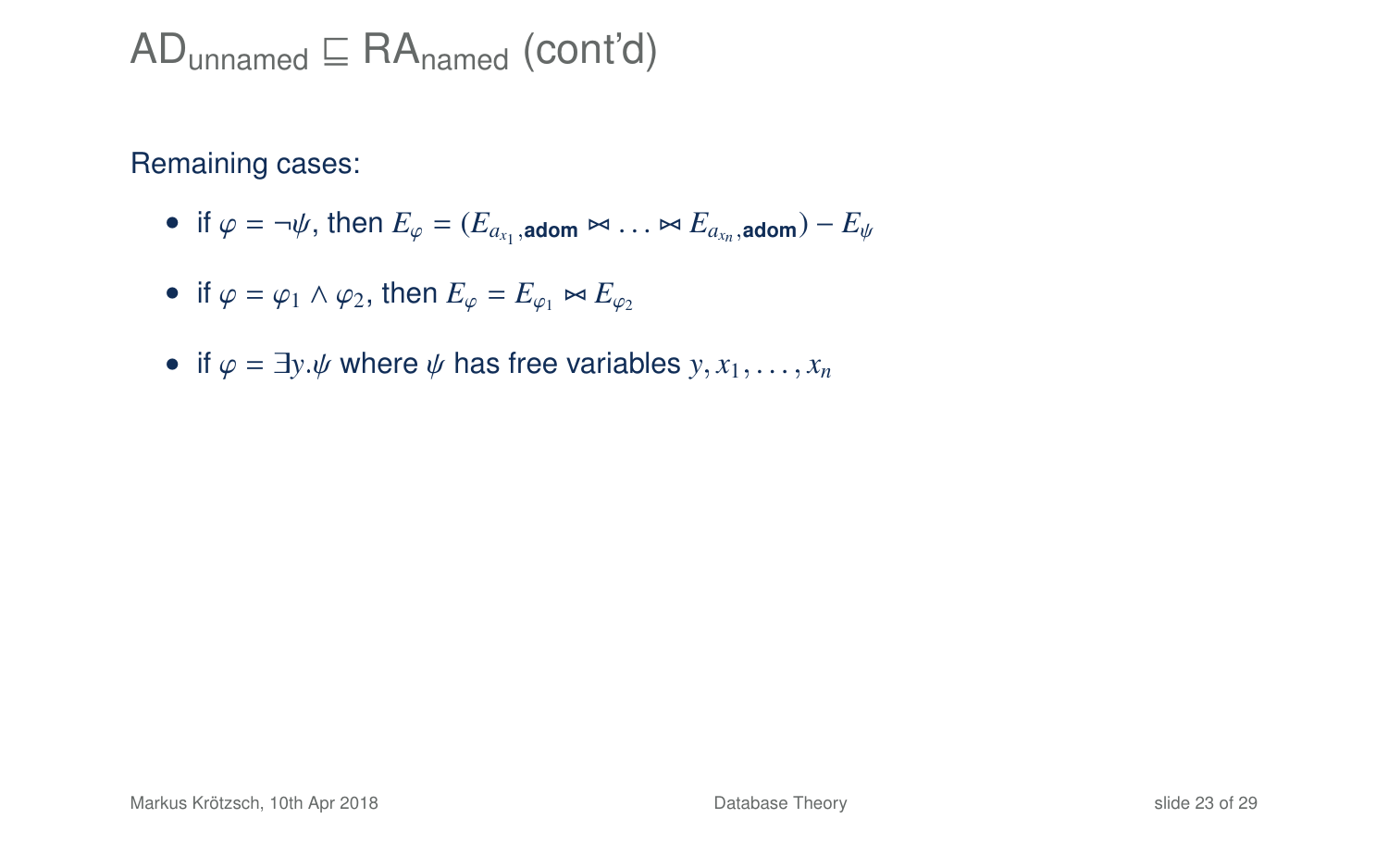# $\text{AD}_{\text{unnamed}} \sqsubseteq \text{RA}_{\text{named}}$ (cont'd)

Remaining cases:

- if $\varphi = \neg\psi$, then $E_\varphi = (E_{a_{x_1},\textbf{adom}} \bowtie \ldots \bowtie E_{a_{x_n},\textbf{adom}}) - E_\psi$
- if $\varphi = \varphi_1 \wedge \varphi_2$, then $E_\varphi = E_{\varphi_1} \bowtie E_{\varphi_2}$
- if $\varphi = \exists y.\psi$ where $\psi$ has free variables $y, x_1, \ldots, x_n$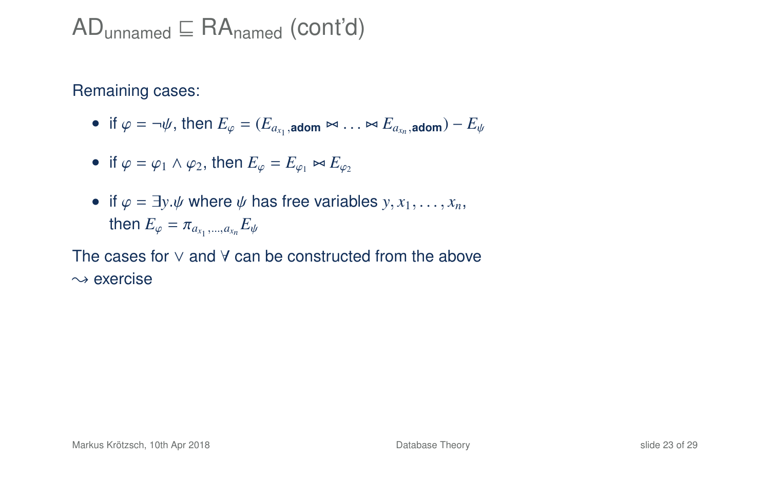# $\mathrm{AD}_{\mathrm{unnamed}} \sqsubseteq \mathrm{RA}_{\mathrm{named}}$ (cont'd)

Remaining cases:

- if $\varphi = \neg\psi$, then $E_\varphi = (E_{a_{x_1},\textbf{adom}} \bowtie \ldots \bowtie E_{a_{x_n},\textbf{adom}}) - E_\psi$
- if $\varphi = \varphi_1 \wedge \varphi_2$, then $E_\varphi = E_{\varphi_1} \bowtie E_{\varphi_2}$
- if $\varphi = \exists y.\psi$ where $\psi$ has free variables $y, x_1, \ldots, x_n$, then $E_\varphi = \pi_{a_{x_1},\ldots,a_{x_n}} E_\psi$

The cases for $\vee$ and $\forall$ can be constructed from the above
$\rightsquigarrow$ exercise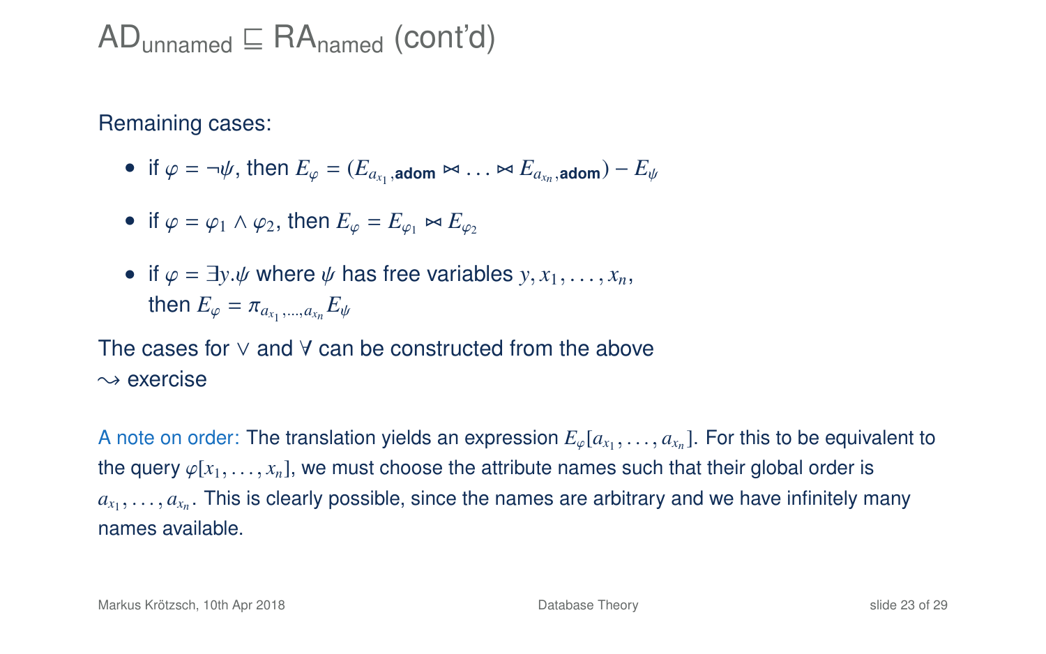# $\mathsf{AD}_{\text{unnamed}} \sqsubseteq \mathsf{RA}_{\text{named}}$ (cont'd)

Remaining cases:

- if $\varphi = \neg\psi$, then $E_\varphi = (E_{a_{x_1},\textbf{adom}} \bowtie \ldots \bowtie E_{a_{x_n},\textbf{adom}}) - E_\psi$
- if $\varphi = \varphi_1 \wedge \varphi_2$, then $E_\varphi = E_{\varphi_1} \bowtie E_{\varphi_2}$
- if $\varphi = \exists y.\psi$ where $\psi$ has free variables $y, x_1, \ldots, x_n$, then $E_\varphi = \pi_{a_{x_1},\ldots,a_{x_n}} E_\psi$

The cases for $\vee$ and $\forall$ can be constructed from the above
$\rightsquigarrow$ exercise

A note on order: The translation yields an expression $E_\varphi[a_{x_1}, \ldots, a_{x_n}]$. For this to be equivalent to the query $\varphi[x_1, \ldots, x_n]$, we must choose the attribute names such that their global order is $a_{x_1}, \ldots, a_{x_n}$. This is clearly possible, since the names are arbitrary and we have infinitely many names available.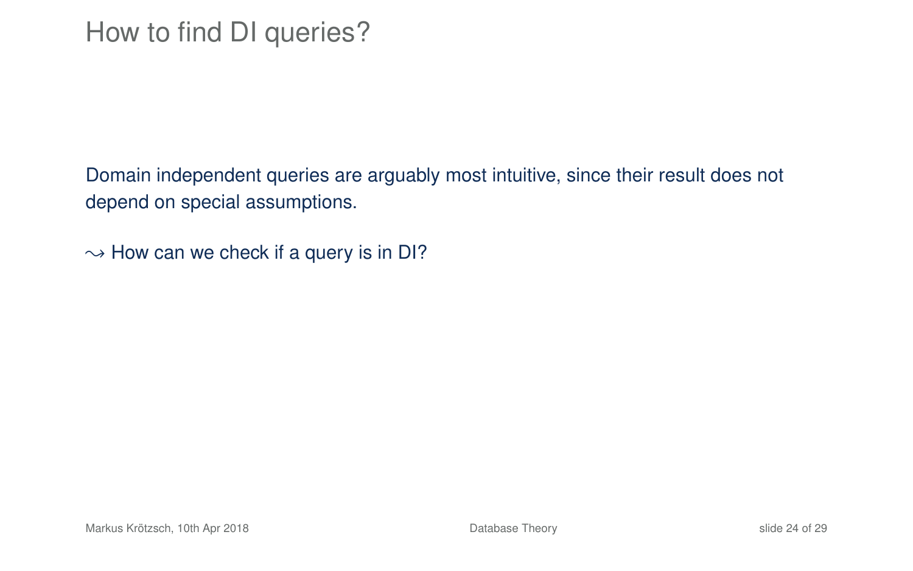# How to find DI queries?

Domain independent queries are arguably most intuitive, since their result does not depend on special assumptions.

$\rightsquigarrow$ How can we check if a query is in DI?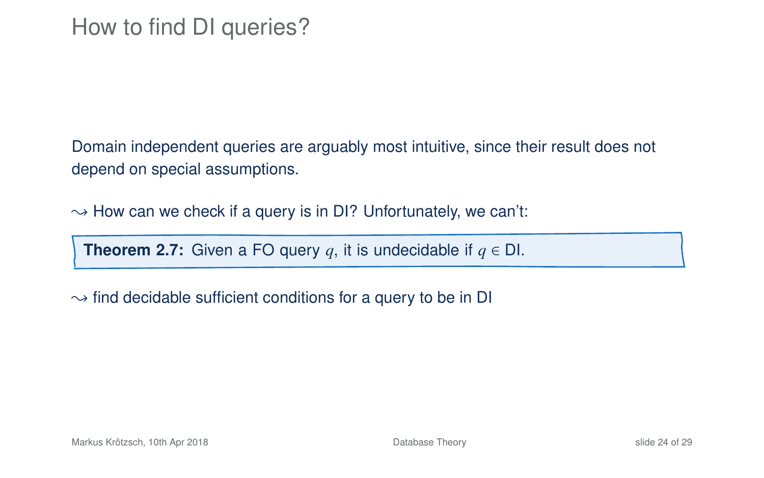# How to find DI queries?

Domain independent queries are arguably most intuitive, since their result does not depend on special assumptions.

$\leadsto$ How can we check if a query is in DI? Unfortunately, we can't:

> **Theorem 2.7:** Given a FO query $q$, it is undecidable if $q \in$ DI.

$\leadsto$ find decidable sufficient conditions for a query to be in DI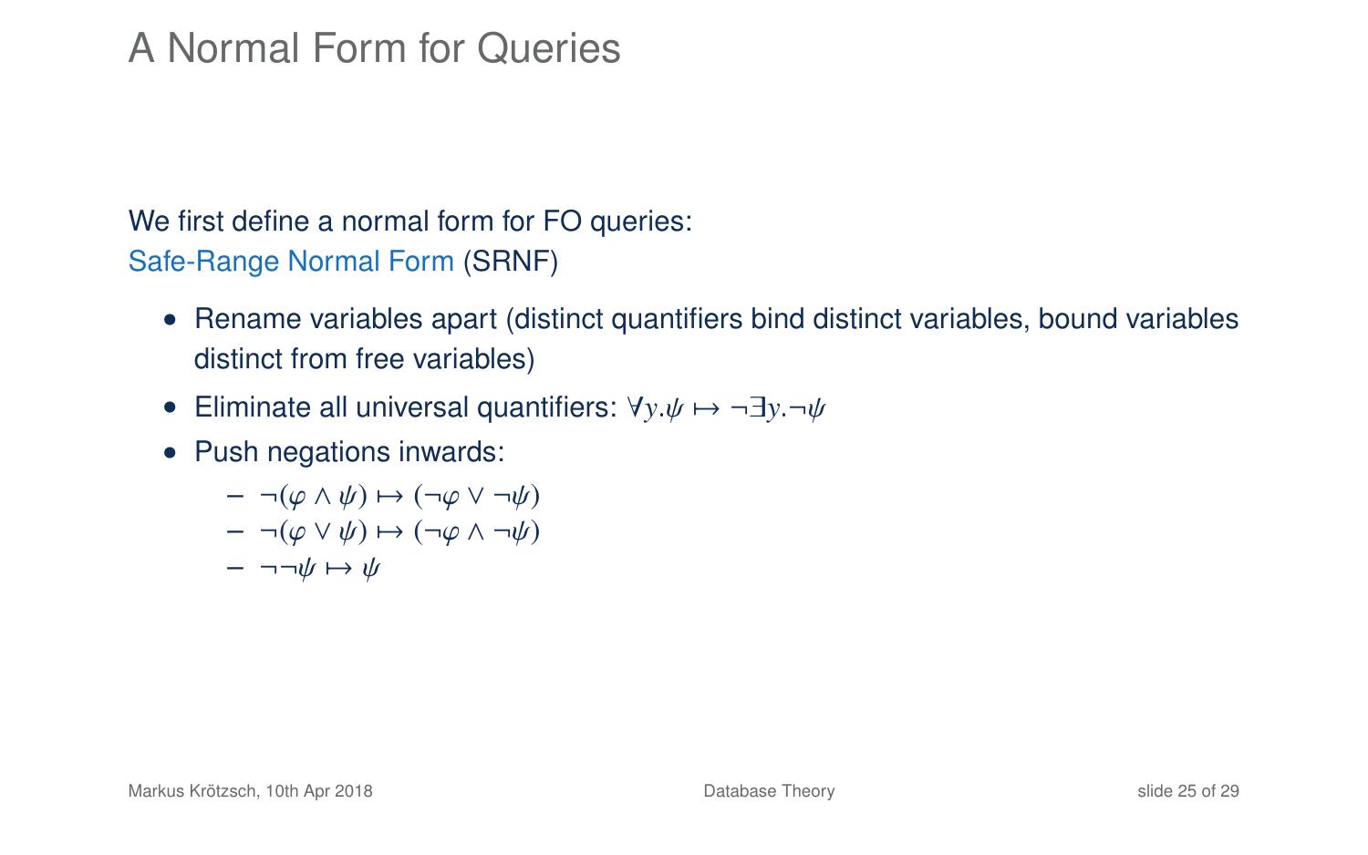# A Normal Form for Queries

We first define a normal form for FO queries:
Safe-Range Normal Form (SRNF)

- Rename variables apart (distinct quantifiers bind distinct variables, bound variables distinct from free variables)
- Eliminate all universal quantifiers: $\forall y.\psi \mapsto \neg\exists y.\neg\psi$
- Push negations inwards:
  - $\neg(\varphi \wedge \psi) \mapsto (\neg\varphi \vee \neg\psi)$
  - $\neg(\varphi \vee \psi) \mapsto (\neg\varphi \wedge \neg\psi)$
  - $\neg\neg\psi \mapsto \psi$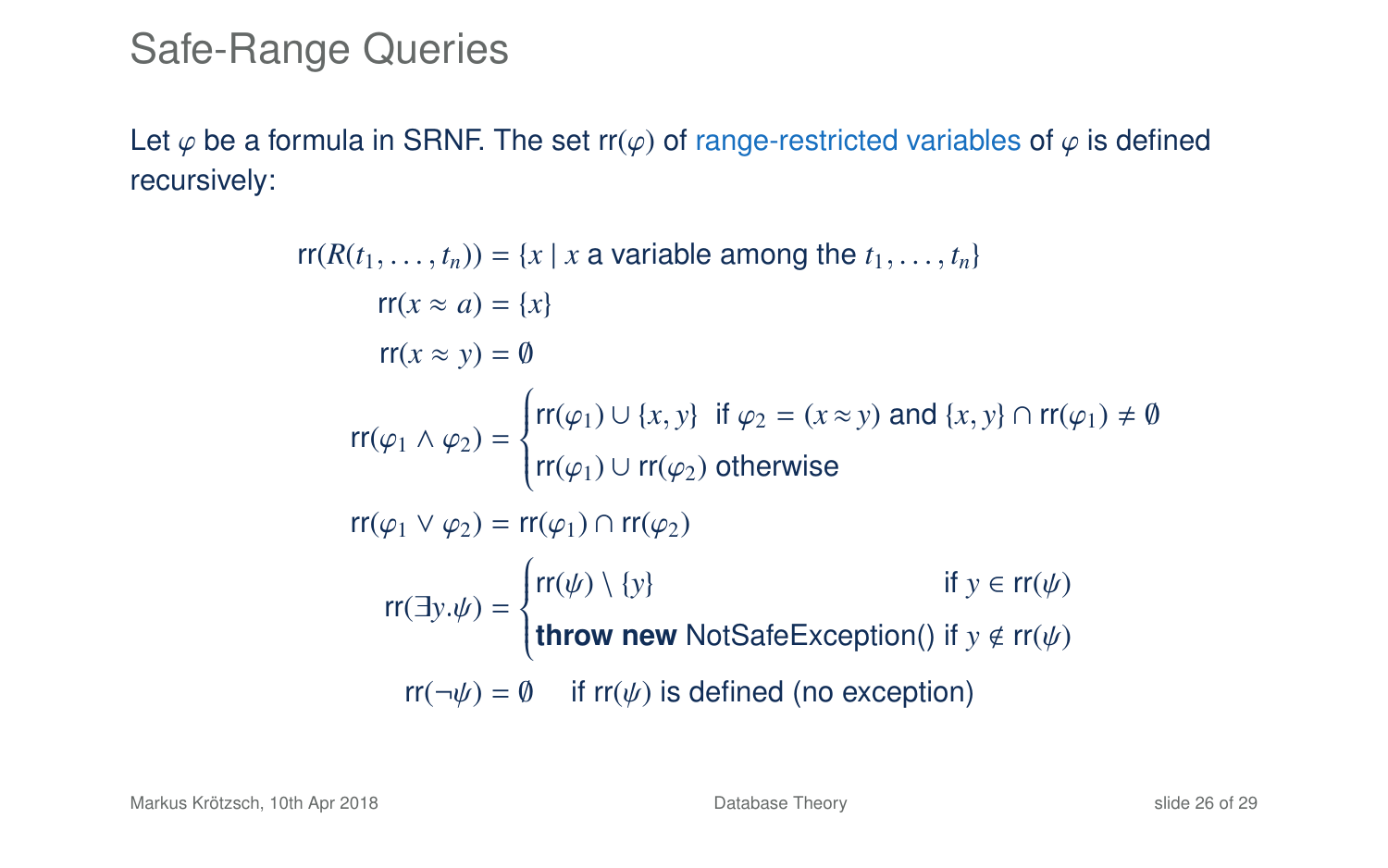# Safe-Range Queries

Let $\varphi$ be a formula in SRNF. The set $\mathsf{rr}(\varphi)$ of range-restricted variables of $\varphi$ is defined recursively:

$$\mathsf{rr}(R(t_1,\ldots,t_n)) = \{x \mid x \text{ a variable among the } t_1,\ldots,t_n\}$$

$$\mathsf{rr}(x \approx a) = \{x\}$$

$$\mathsf{rr}(x \approx y) = \emptyset$$

$$\mathsf{rr}(\varphi_1 \wedge \varphi_2) = \begin{cases} \mathsf{rr}(\varphi_1) \cup \{x,y\} & \text{if } \varphi_2 = (x \approx y) \text{ and } \{x,y\} \cap \mathsf{rr}(\varphi_1) \neq \emptyset \\ \mathsf{rr}(\varphi_1) \cup \mathsf{rr}(\varphi_2) & \text{otherwise} \end{cases}$$

$$\mathsf{rr}(\varphi_1 \vee \varphi_2) = \mathsf{rr}(\varphi_1) \cap \mathsf{rr}(\varphi_2)$$

$$\mathsf{rr}(\exists y.\psi) = \begin{cases} \mathsf{rr}(\psi) \setminus \{y\} & \text{if } y \in \mathsf{rr}(\psi) \\ \textbf{throw new } \text{NotSafeException()} & \text{if } y \notin \mathsf{rr}(\psi) \end{cases}$$

$$\mathsf{rr}(\neg\psi) = \emptyset \quad \text{if } \mathsf{rr}(\psi) \text{ is defined (no exception)}$$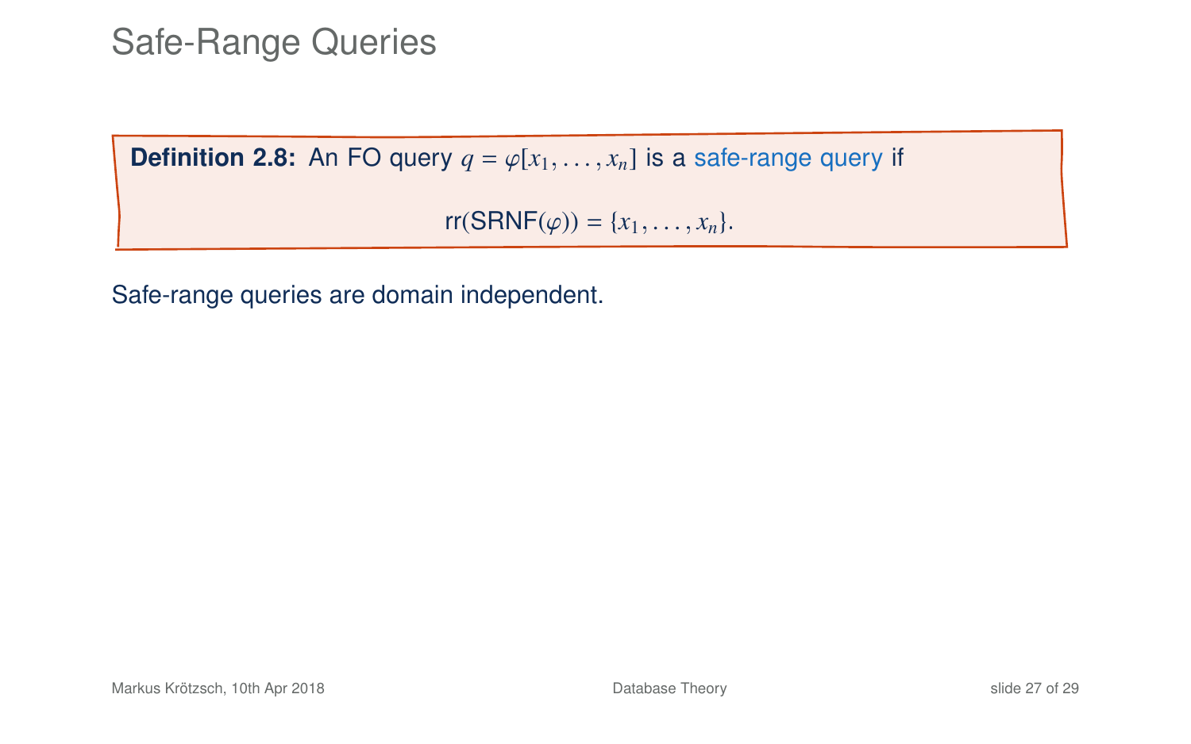# Safe-Range Queries

**Definition 2.8:** An FO query $q = \varphi[x_1, \ldots, x_n]$ is a safe-range query if

$$\mathsf{rr}(\mathsf{SRNF}(\varphi)) = \{x_1, \ldots, x_n\}.$$

Safe-range queries are domain independent.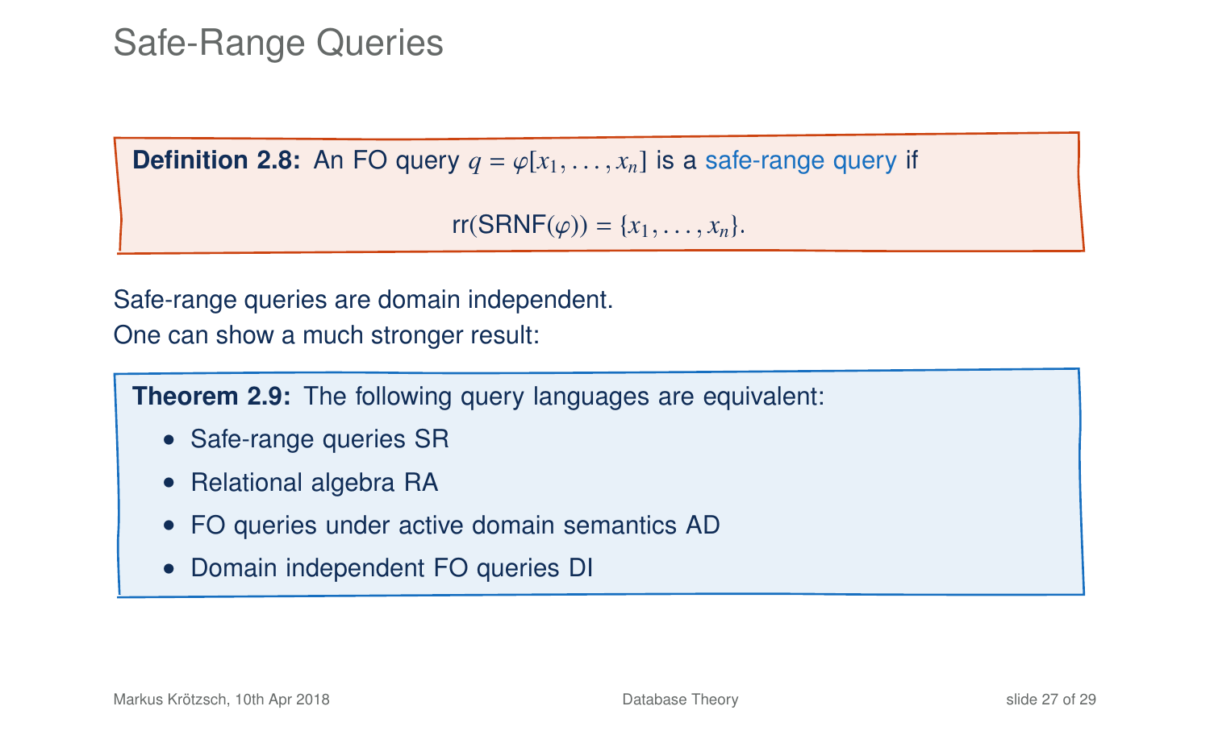# Safe-Range Queries

**Definition 2.8:** An FO query $q = \varphi[x_1, \ldots, x_n]$ is a safe-range query if

$$\mathsf{rr}(\mathsf{SRNF}(\varphi)) = \{x_1, \ldots, x_n\}.$$

Safe-range queries are domain independent.
One can show a much stronger result:

**Theorem 2.9:** The following query languages are equivalent:

- Safe-range queries SR
- Relational algebra RA
- FO queries under active domain semantics AD
- Domain independent FO queries DI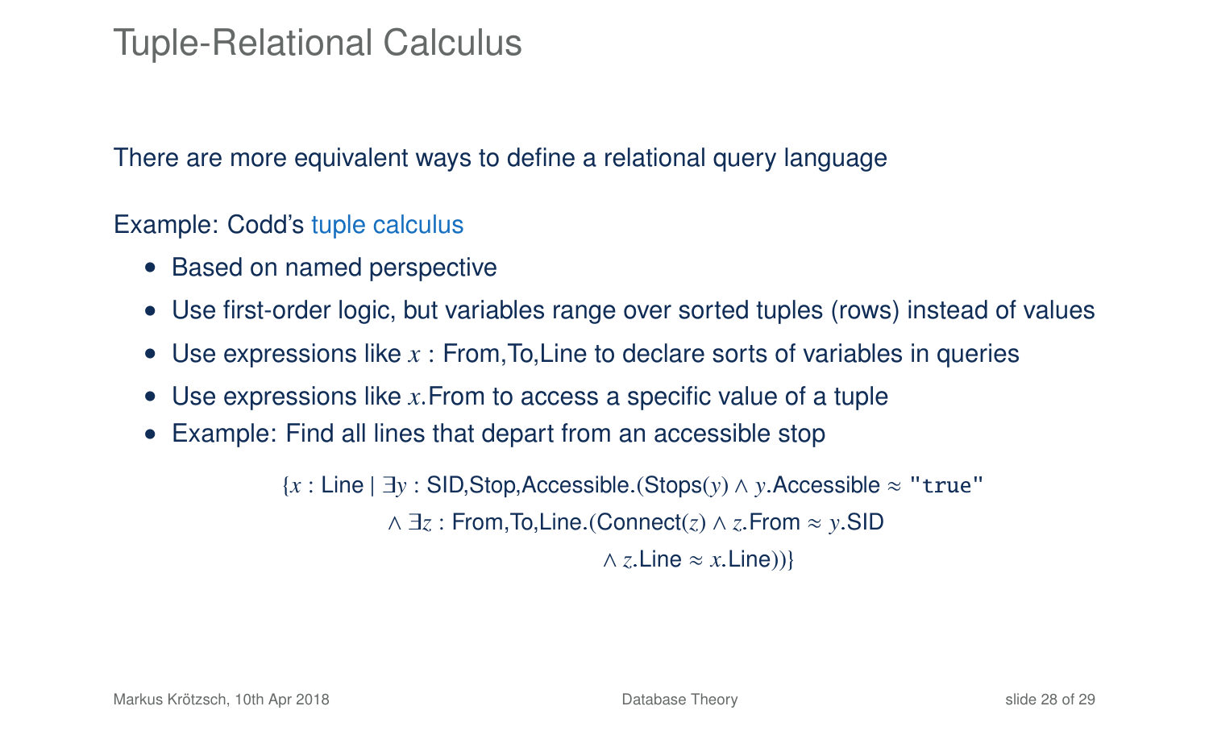# Tuple-Relational Calculus

There are more equivalent ways to define a relational query language

Example: Codd's tuple calculus

- Based on named perspective
- Use first-order logic, but variables range over sorted tuples (rows) instead of values
- Use expressions like $x : \text{From,To,Line}$ to declare sorts of variables in queries
- Use expressions like $x.\text{From}$ to access a specific value of a tuple
- Example: Find all lines that depart from an accessible stop

$$
\begin{aligned}
\{x : \text{Line} \mid \exists y : \text{SID,Stop,Accessible}.(&\text{Stops}(y) \wedge y.\text{Accessible} \approx \texttt{"true"} \\
&\wedge \exists z : \text{From,To,Line}.(\text{Connect}(z) \wedge z.\text{From} \approx y.\text{SID} \\
&\qquad \wedge z.\text{Line} \approx x.\text{Line}))\}
\end{aligned}
$$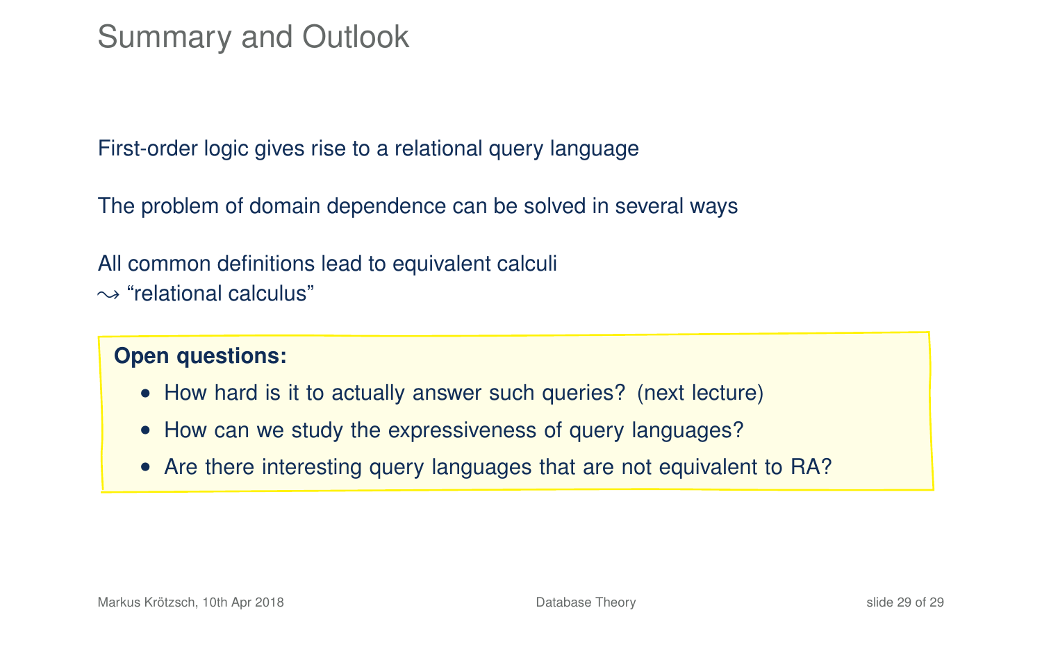# Summary and Outlook

First-order logic gives rise to a relational query language

The problem of domain dependence can be solved in several ways

All common definitions lead to equivalent calculi
$\leadsto$ "relational calculus"

**Open questions:**

- How hard is it to actually answer such queries? (next lecture)
- How can we study the expressiveness of query languages?
- Are there interesting query languages that are not equivalent to RA?